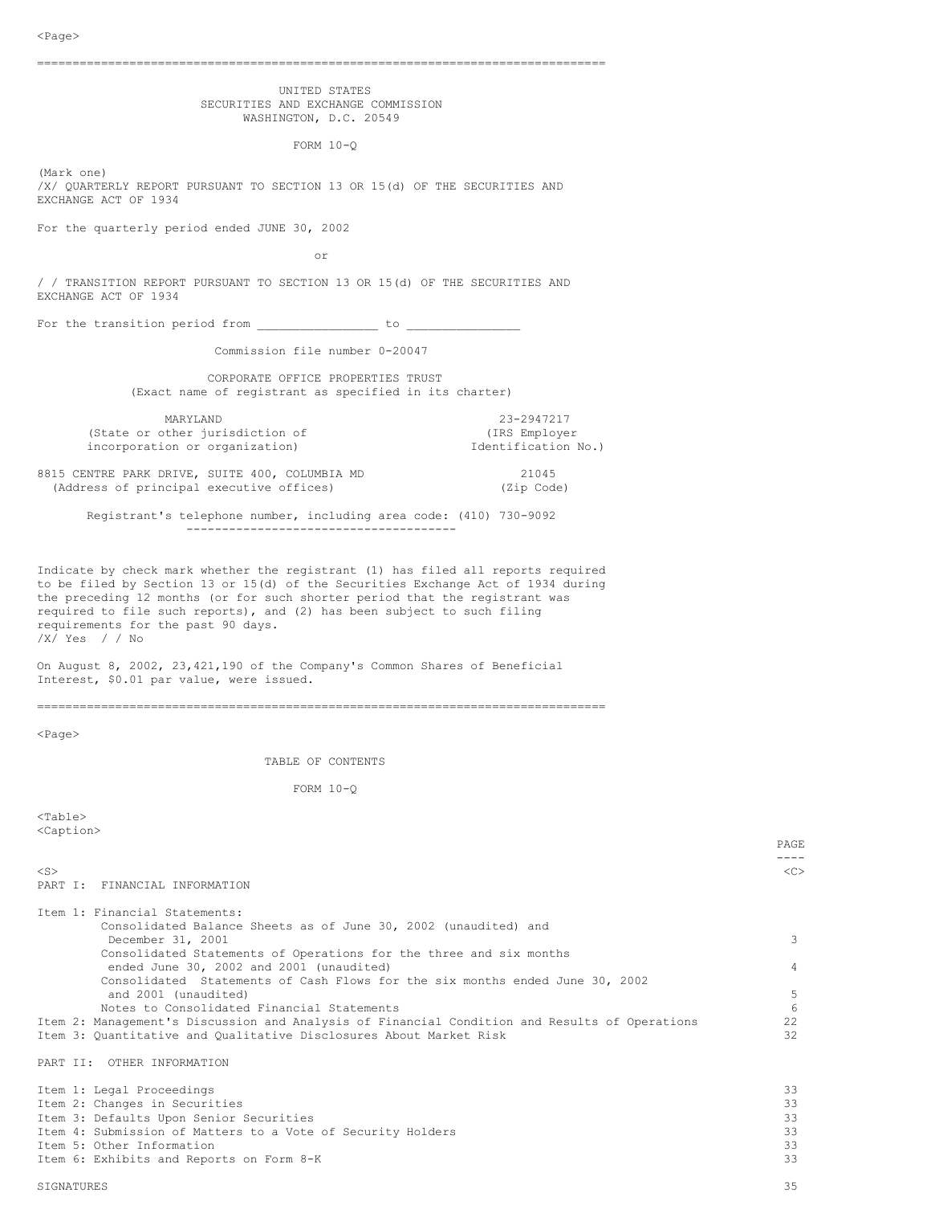# UNITED STATES
# SECURITIES AND EXCHANGE COMMISSION
WASHINGTON, D.C. 20549

## FORM 10-Q

(Mark one)
/X/ QUARTERLY REPORT PURSUANT TO SECTION 13 OR 15(d) OF THE SECURITIES AND EXCHANGE ACT OF 1934

For the quarterly period ended JUNE 30, 2002

or

/ / TRANSITION REPORT PURSUANT TO SECTION 13 OR 15(d) OF THE SECURITIES AND EXCHANGE ACT OF 1934

For the transition period from ________________ to _______________

Commission file number 0-20047

**CORPORATE OFFICE PROPERTIES TRUST**
(Exact name of registrant as specified in its charter)

| | |
|---|---|
| MARYLAND | 23-2947217 |
| (State or other jurisdiction of incorporation or organization) | (IRS Employer Identification No.) |
| 8815 CENTRE PARK DRIVE, SUITE 400, COLUMBIA MD | 21045 |
| (Address of principal executive offices) | (Zip Code) |

Registrant's telephone number, including area code: (410) 730-9092

Indicate by check mark whether the registrant (1) has filed all reports required to be filed by Section 13 or 15(d) of the Securities Exchange Act of 1934 during the preceding 12 months (or for such shorter period that the registrant was required to file such reports), and (2) has been subject to such filing requirements for the past 90 days.
/X/ Yes / / No

On August 8, 2002, 23,421,190 of the Company's Common Shares of Beneficial Interest, $0.01 par value, were issued.

## TABLE OF CONTENTS

### FORM 10-Q

| | PAGE |
|---|---|
| **PART I: FINANCIAL INFORMATION** | |
| Item 1: Financial Statements: | |
| Consolidated Balance Sheets as of June 30, 2002 (unaudited) and December 31, 2001 | 3 |
| Consolidated Statements of Operations for the three and six months ended June 30, 2002 and 2001 (unaudited) | 4 |
| Consolidated Statements of Cash Flows for the six months ended June 30, 2002 and 2001 (unaudited) | 5 |
| Notes to Consolidated Financial Statements | 6 |
| Item 2: Management's Discussion and Analysis of Financial Condition and Results of Operations | 22 |
| Item 3: Quantitative and Qualitative Disclosures About Market Risk | 32 |
| **PART II: OTHER INFORMATION** | |
| Item 1: Legal Proceedings | 33 |
| Item 2: Changes in Securities | 33 |
| Item 3: Defaults Upon Senior Securities | 33 |
| Item 4: Submission of Matters to a Vote of Security Holders | 33 |
| Item 5: Other Information | 33 |
| Item 6: Exhibits and Reports on Form 8-K | 33 |
| SIGNATURES | 35 |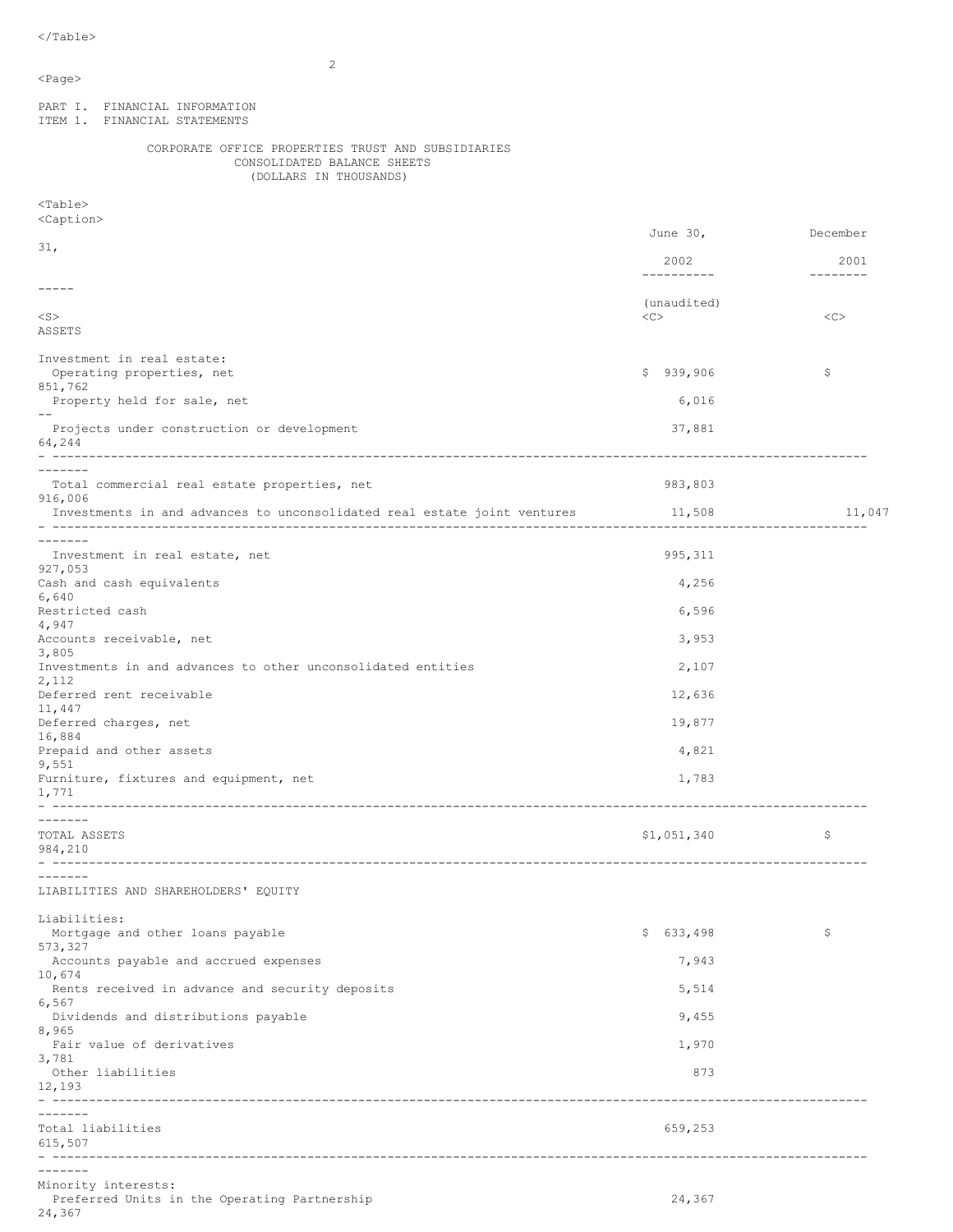PART I. FINANCIAL INFORMATION

ITEM 1. FINANCIAL STATEMENTS

CORPORATE OFFICE PROPERTIES TRUST AND SUBSIDIARIES
CONSOLIDATED BALANCE SHEETS
(DOLLARS IN THOUSANDS)

| | June 30, 2002 | December 31, 2001 |
|---|---|---|
| | (unaudited) | |
| **ASSETS** | | |
| Investment in real estate: | | |
| Operating properties, net | $ 939,906 | $ 851,762 |
| Property held for sale, net | 6,016 | -- |
| Projects under construction or development | 37,881 | 64,244 |
| Total commercial real estate properties, net | 983,803 | 916,006 |
| Investments in and advances to unconsolidated real estate joint ventures | 11,508 | 11,047 |
| Investment in real estate, net | 995,311 | 927,053 |
| Cash and cash equivalents | 4,256 | 6,640 |
| Restricted cash | 6,596 | 4,947 |
| Accounts receivable, net | 3,953 | 3,805 |
| Investments in and advances to other unconsolidated entities | 2,107 | 2,112 |
| Deferred rent receivable | 12,636 | 11,447 |
| Deferred charges, net | 19,877 | 16,884 |
| Prepaid and other assets | 4,821 | 9,551 |
| Furniture, fixtures and equipment, net | 1,783 | 1,771 |
| TOTAL ASSETS | $1,051,340 | $ 984,210 |
| **LIABILITIES AND SHAREHOLDERS' EQUITY** | | |
| Liabilities: | | |
| Mortgage and other loans payable | $ 633,498 | $ 573,327 |
| Accounts payable and accrued expenses | 7,943 | 10,674 |
| Rents received in advance and security deposits | 5,514 | 6,567 |
| Dividends and distributions payable | 9,455 | 8,965 |
| Fair value of derivatives | 1,970 | 3,781 |
| Other liabilities | 873 | 12,193 |
| Total liabilities | 659,253 | 615,507 |
| Minority interests: | | |
| Preferred Units in the Operating Partnership | 24,367 | 24,367 |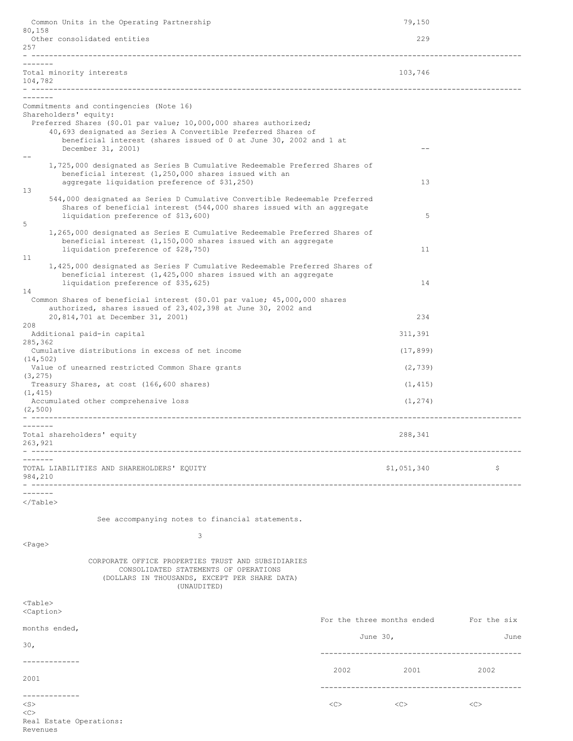| | | |
|---|---|---|
| Common Units in the Operating Partnership | 79,150 | 80,158 |
| Other consolidated entities | 229 | 257 |
| Total minority interests | 103,746 | 104,782 |
| Commitments and contingencies (Note 16) | | |
| Shareholders' equity: | | |
| Preferred Shares ($0.01 par value; 10,000,000 shares authorized; | | |
| 40,693 designated as Series A Convertible Preferred Shares of beneficial interest (shares issued of 0 at June 30, 2002 and 1 at December 31, 2001) | -- | -- |
| 1,725,000 designated as Series B Cumulative Redeemable Preferred Shares of beneficial interest (1,250,000 shares issued with an aggregate liquidation preference of $31,250) | 13 | 13 |
| 544,000 designated as Series D Cumulative Convertible Redeemable Preferred Shares of beneficial interest (544,000 shares issued with an aggregate liquidation preference of $13,600) | 5 | 5 |
| 1,265,000 designated as Series E Cumulative Redeemable Preferred Shares of beneficial interest (1,150,000 shares issued with an aggregate liquidation preference of $28,750) | 11 | 11 |
| 1,425,000 designated as Series F Cumulative Redeemable Preferred Shares of beneficial interest (1,425,000 shares issued with an aggregate liquidation preference of $35,625) | 14 | 14 |
| Common Shares of beneficial interest ($0.01 par value; 45,000,000 shares authorized, shares issued of 23,402,398 at June 30, 2002 and 20,814,701 at December 31, 2001) | 234 | 208 |
| Additional paid-in capital | 311,391 | 285,362 |
| Cumulative distributions in excess of net income | (17,899) | (14,502) |
| Value of unearned restricted Common Share grants | (2,739) | (3,275) |
| Treasury Shares, at cost (166,600 shares) | (1,415) | (1,415) |
| Accumulated other comprehensive loss | (1,274) | (2,500) |
| Total shareholders' equity | 288,341 | 263,921 |
| TOTAL LIABILITIES AND SHAREHOLDERS' EQUITY | $1,051,340 | $ 984,210 |

See accompanying notes to financial statements.

CORPORATE OFFICE PROPERTIES TRUST AND SUBSIDIARIES
CONSOLIDATED STATEMENTS OF OPERATIONS
(DOLLARS IN THOUSANDS, EXCEPT PER SHARE DATA)
(UNAUDITED)

| | For the three months ended June 30, | | For the six months ended, June 30, | |
|---|---|---|---|---|
| | 2002 | 2001 | 2002 | 2001 |
| Real Estate Operations: | | | | |
| Revenues | | | | |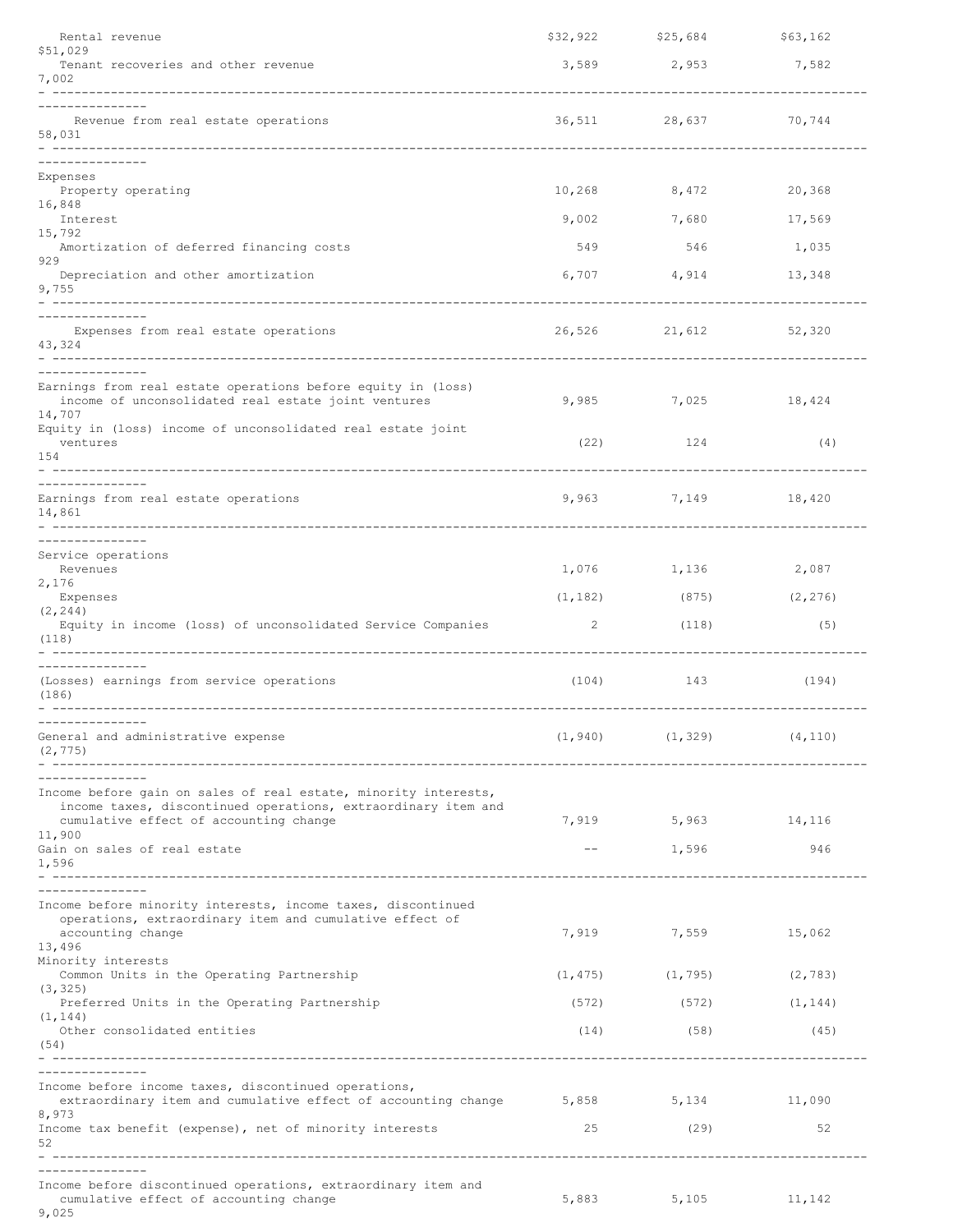| | | | | |
|---|---|---|---|---|
| Rental revenue | $32,922 | $25,684 | $63,162 | $51,029 |
| Tenant recoveries and other revenue | 3,589 | 2,953 | 7,582 | 7,002 |
| Revenue from real estate operations | 36,511 | 28,637 | 70,744 | 58,031 |
| Expenses | | | | |
| Property operating | 10,268 | 8,472 | 20,368 | 16,848 |
| Interest | 9,002 | 7,680 | 17,569 | 15,792 |
| Amortization of deferred financing costs | 549 | 546 | 1,035 | 929 |
| Depreciation and other amortization | 6,707 | 4,914 | 13,348 | 9,755 |
| Expenses from real estate operations | 26,526 | 21,612 | 52,320 | 43,324 |
| Earnings from real estate operations before equity in (loss) income of unconsolidated real estate joint ventures | 9,985 | 7,025 | 18,424 | 14,707 |
| Equity in (loss) income of unconsolidated real estate joint ventures | (22) | 124 | (4) | 154 |
| Earnings from real estate operations | 9,963 | 7,149 | 18,420 | 14,861 |
| Service operations | | | | |
| Revenues | 1,076 | 1,136 | 2,087 | 2,176 |
| Expenses | (1,182) | (875) | (2,276) | (2,244) |
| Equity in income (loss) of unconsolidated Service Companies | 2 | (118) | (5) | (118) |
| (Losses) earnings from service operations | (104) | 143 | (194) | (186) |
| General and administrative expense | (1,940) | (1,329) | (4,110) | (2,775) |
| Income before gain on sales of real estate, minority interests, income taxes, discontinued operations, extraordinary item and cumulative effect of accounting change | 7,919 | 5,963 | 14,116 | 11,900 |
| Gain on sales of real estate | -- | 1,596 | 946 | 1,596 |
| Income before minority interests, income taxes, discontinued operations, extraordinary item and cumulative effect of accounting change | 7,919 | 7,559 | 15,062 | 13,496 |
| Minority interests | | | | |
| Common Units in the Operating Partnership | (1,475) | (1,795) | (2,783) | (3,325) |
| Preferred Units in the Operating Partnership | (572) | (572) | (1,144) | (1,144) |
| Other consolidated entities | (14) | (58) | (45) | (54) |
| Income before income taxes, discontinued operations, extraordinary item and cumulative effect of accounting change | 5,858 | 5,134 | 11,090 | 8,973 |
| Income tax benefit (expense), net of minority interests | 25 | (29) | 52 | 52 |
| Income before discontinued operations, extraordinary item and cumulative effect of accounting change | 5,883 | 5,105 | 11,142 | 9,025 |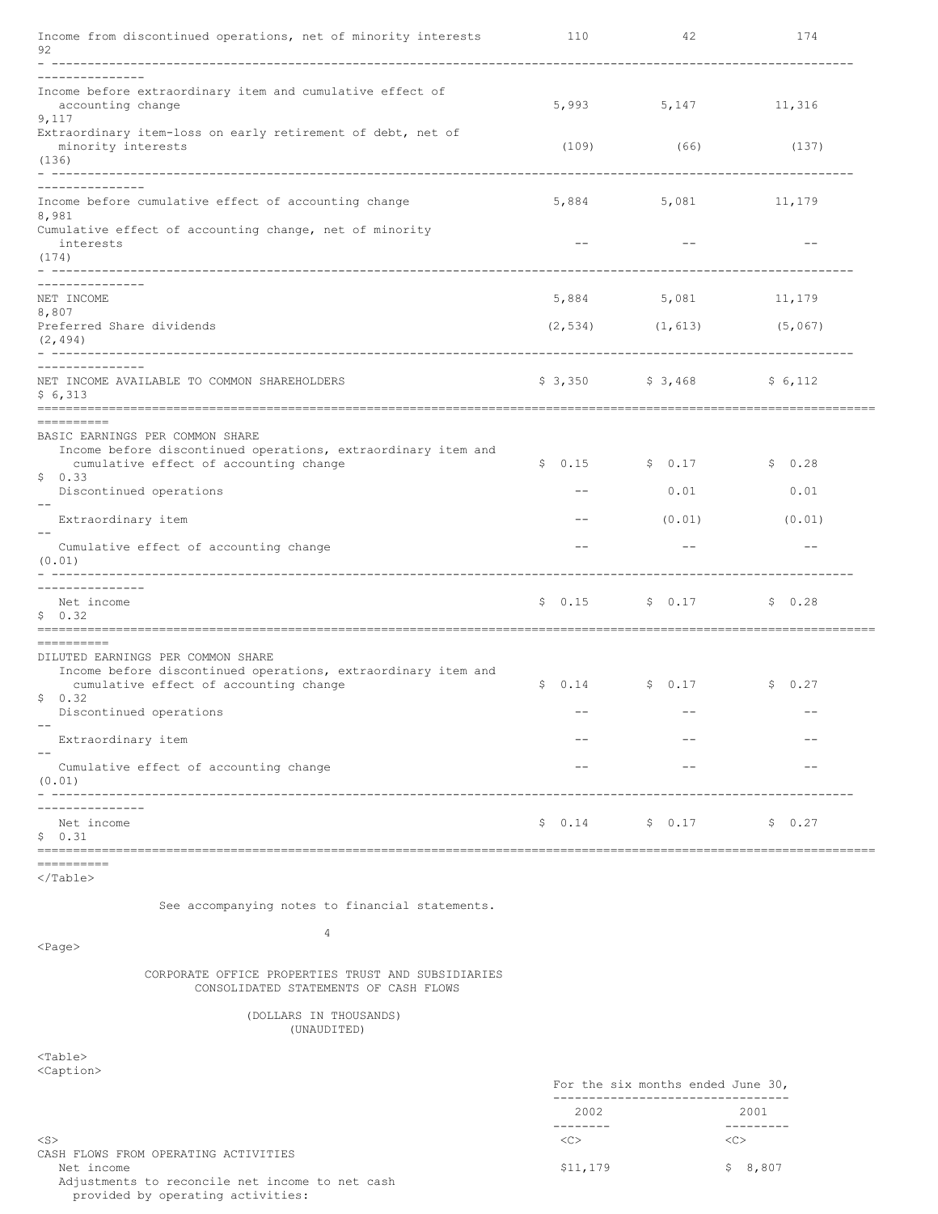| | | | | |
|---|---|---|---|---|
| Income from discontinued operations, net of minority interests | 110 | 42 | 174 | 92 |
| Income before extraordinary item and cumulative effect of accounting change | 5,993 | 5,147 | 11,316 | 9,117 |
| Extraordinary item-loss on early retirement of debt, net of minority interests | (109) | (66) | (137) | (136) |
| Income before cumulative effect of accounting change | 5,884 | 5,081 | 11,179 | 8,981 |
| Cumulative effect of accounting change, net of minority interests | -- | -- | -- | (174) |
| NET INCOME | 5,884 | 5,081 | 11,179 | 8,807 |
| Preferred Share dividends | (2,534) | (1,613) | (5,067) | (2,494) |
| NET INCOME AVAILABLE TO COMMON SHAREHOLDERS | $ 3,350 | $ 3,468 | $ 6,112 | $ 6,313 |
| BASIC EARNINGS PER COMMON SHARE | | | | |
| Income before discontinued operations, extraordinary item and cumulative effect of accounting change | $ 0.15 | $ 0.17 | $ 0.28 | $ 0.33 |
| Discontinued operations | -- | 0.01 | 0.01 | -- |
| Extraordinary item | -- | (0.01) | (0.01) | -- |
| Cumulative effect of accounting change | -- | -- | -- | (0.01) |
| Net income | $ 0.15 | $ 0.17 | $ 0.28 | $ 0.32 |
| DILUTED EARNINGS PER COMMON SHARE | | | | |
| Income before discontinued operations, extraordinary item and cumulative effect of accounting change | $ 0.14 | $ 0.17 | $ 0.27 | $ 0.32 |
| Discontinued operations | -- | -- | -- | -- |
| Extraordinary item | -- | -- | -- | -- |
| Cumulative effect of accounting change | -- | -- | -- | (0.01) |
| Net income | $ 0.14 | $ 0.17 | $ 0.27 | $ 0.31 |

See accompanying notes to financial statements.

CORPORATE OFFICE PROPERTIES TRUST AND SUBSIDIARIES
CONSOLIDATED STATEMENTS OF CASH FLOWS

(DOLLARS IN THOUSANDS)
(UNAUDITED)

| | For the six months ended June 30, | |
|---|---|---|
| | 2002 | 2001 |
| CASH FLOWS FROM OPERATING ACTIVITIES | | |
| Net income | $11,179 | $ 8,807 |
| Adjustments to reconcile net income to net cash provided by operating activities: | | |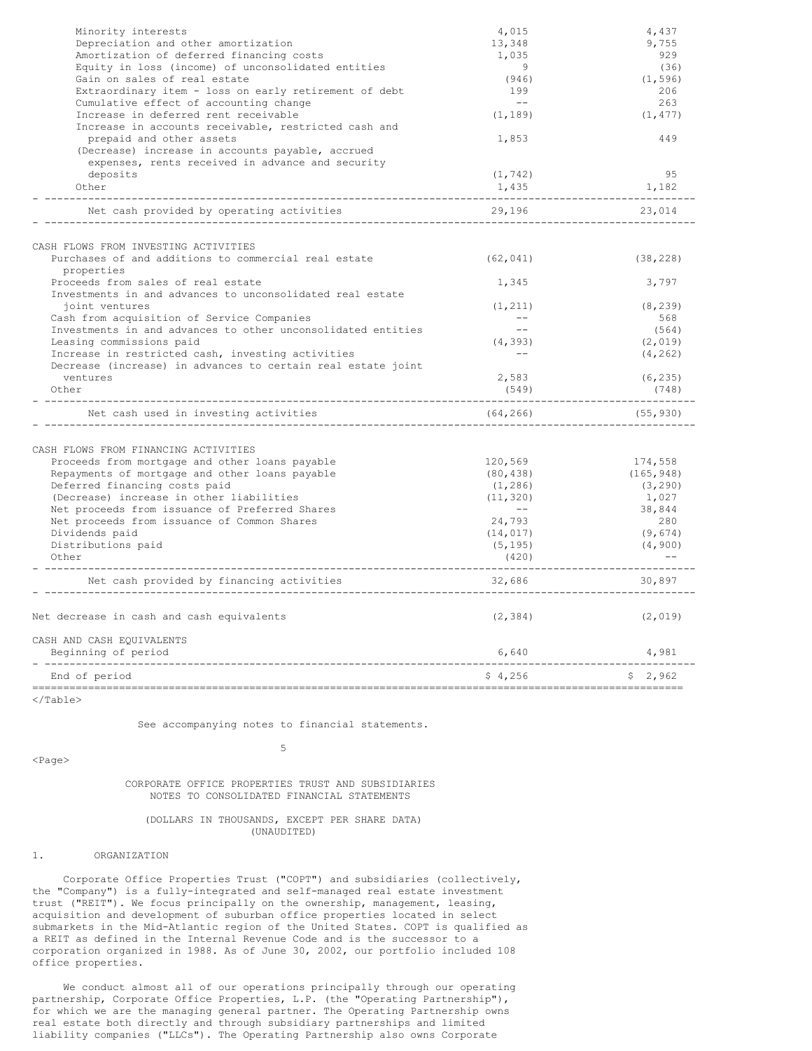| | | |
|---|---|---|
| Minority interests | 4,015 | 4,437 |
| Depreciation and other amortization | 13,348 | 9,755 |
| Amortization of deferred financing costs | 1,035 | 929 |
| Equity in loss (income) of unconsolidated entities | 9 | (36) |
| Gain on sales of real estate | (946) | (1,596) |
| Extraordinary item - loss on early retirement of debt | 199 | 206 |
| Cumulative effect of accounting change | -- | 263 |
| Increase in deferred rent receivable | (1,189) | (1,477) |
| Increase in accounts receivable, restricted cash and prepaid and other assets | 1,853 | 449 |
| (Decrease) increase in accounts payable, accrued expenses, rents received in advance and security deposits | (1,742) | 95 |
| Other | 1,435 | 1,182 |
| Net cash provided by operating activities | 29,196 | 23,014 |
| **CASH FLOWS FROM INVESTING ACTIVITIES** | | |
| Purchases of and additions to commercial real estate properties | (62,041) | (38,228) |
| Proceeds from sales of real estate | 1,345 | 3,797 |
| Investments in and advances to unconsolidated real estate joint ventures | (1,211) | (8,239) |
| Cash from acquisition of Service Companies | -- | 568 |
| Investments in and advances to other unconsolidated entities | -- | (564) |
| Leasing commissions paid | (4,393) | (2,019) |
| Increase in restricted cash, investing activities | -- | (4,262) |
| Decrease (increase) in advances to certain real estate joint ventures | 2,583 | (6,235) |
| Other | (549) | (748) |
| Net cash used in investing activities | (64,266) | (55,930) |
| **CASH FLOWS FROM FINANCING ACTIVITIES** | | |
| Proceeds from mortgage and other loans payable | 120,569 | 174,558 |
| Repayments of mortgage and other loans payable | (80,438) | (165,948) |
| Deferred financing costs paid | (1,286) | (3,290) |
| (Decrease) increase in other liabilities | (11,320) | 1,027 |
| Net proceeds from issuance of Preferred Shares | -- | 38,844 |
| Net proceeds from issuance of Common Shares | 24,793 | 280 |
| Dividends paid | (14,017) | (9,674) |
| Distributions paid | (5,195) | (4,900) |
| Other | (420) | -- |
| Net cash provided by financing activities | 32,686 | 30,897 |
| Net decrease in cash and cash equivalents | (2,384) | (2,019) |
| **CASH AND CASH EQUIVALENTS** | | |
| Beginning of period | 6,640 | 4,981 |
| End of period | $ 4,256 | $ 2,962 |

See accompanying notes to financial statements.

CORPORATE OFFICE PROPERTIES TRUST AND SUBSIDIARIES
NOTES TO CONSOLIDATED FINANCIAL STATEMENTS

(DOLLARS IN THOUSANDS, EXCEPT PER SHARE DATA)
(UNAUDITED)

## 1. ORGANIZATION

Corporate Office Properties Trust ("COPT") and subsidiaries (collectively, the "Company") is a fully-integrated and self-managed real estate investment trust ("REIT"). We focus principally on the ownership, management, leasing, acquisition and development of suburban office properties located in select submarkets in the Mid-Atlantic region of the United States. COPT is qualified as a REIT as defined in the Internal Revenue Code and is the successor to a corporation organized in 1988. As of June 30, 2002, our portfolio included 108 office properties.

We conduct almost all of our operations principally through our operating partnership, Corporate Office Properties, L.P. (the "Operating Partnership"), for which we are the managing general partner. The Operating Partnership owns real estate both directly and through subsidiary partnerships and limited liability companies ("LLCs"). The Operating Partnership also owns Corporate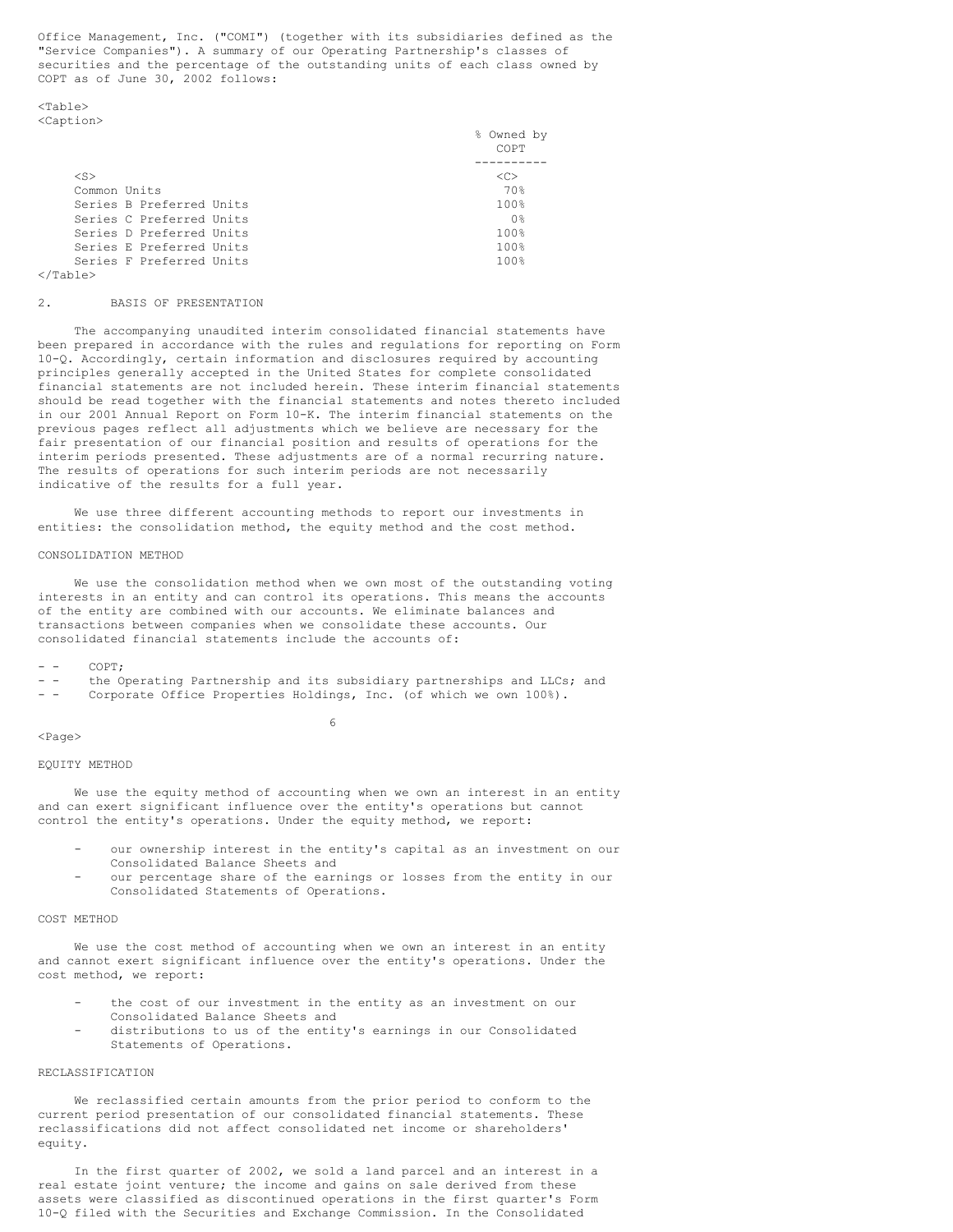Office Management, Inc. ("COMI") (together with its subsidiaries defined as the "Service Companies"). A summary of our Operating Partnership's classes of securities and the percentage of the outstanding units of each class owned by COPT as of June 30, 2002 follows:

| | % Owned by COPT |
|---|---|
| Common Units | 70% |
| Series B Preferred Units | 100% |
| Series C Preferred Units | 0% |
| Series D Preferred Units | 100% |
| Series E Preferred Units | 100% |
| Series F Preferred Units | 100% |

## 2. BASIS OF PRESENTATION

The accompanying unaudited interim consolidated financial statements have been prepared in accordance with the rules and regulations for reporting on Form 10-Q. Accordingly, certain information and disclosures required by accounting principles generally accepted in the United States for complete consolidated financial statements are not included herein. These interim financial statements should be read together with the financial statements and notes thereto included in our 2001 Annual Report on Form 10-K. The interim financial statements on the previous pages reflect all adjustments which we believe are necessary for the fair presentation of our financial position and results of operations for the interim periods presented. These adjustments are of a normal recurring nature. The results of operations for such interim periods are not necessarily indicative of the results for a full year.

We use three different accounting methods to report our investments in entities: the consolidation method, the equity method and the cost method.

### CONSOLIDATION METHOD

We use the consolidation method when we own most of the outstanding voting interests in an entity and can control its operations. This means the accounts of the entity are combined with our accounts. We eliminate balances and transactions between companies when we consolidate these accounts. Our consolidated financial statements include the accounts of:

- COPT;
- the Operating Partnership and its subsidiary partnerships and LLCs; and
- Corporate Office Properties Holdings, Inc. (of which we own 100%).

### EQUITY METHOD

We use the equity method of accounting when we own an interest in an entity and can exert significant influence over the entity's operations but cannot control the entity's operations. Under the equity method, we report:

- our ownership interest in the entity's capital as an investment on our Consolidated Balance Sheets and
- our percentage share of the earnings or losses from the entity in our Consolidated Statements of Operations.

### COST METHOD

We use the cost method of accounting when we own an interest in an entity and cannot exert significant influence over the entity's operations. Under the cost method, we report:

- the cost of our investment in the entity as an investment on our Consolidated Balance Sheets and
- distributions to us of the entity's earnings in our Consolidated Statements of Operations.

### RECLASSIFICATION

We reclassified certain amounts from the prior period to conform to the current period presentation of our consolidated financial statements. These reclassifications did not affect consolidated net income or shareholders' equity.

In the first quarter of 2002, we sold a land parcel and an interest in a real estate joint venture; the income and gains on sale derived from these assets were classified as discontinued operations in the first quarter's Form 10-Q filed with the Securities and Exchange Commission. In the Consolidated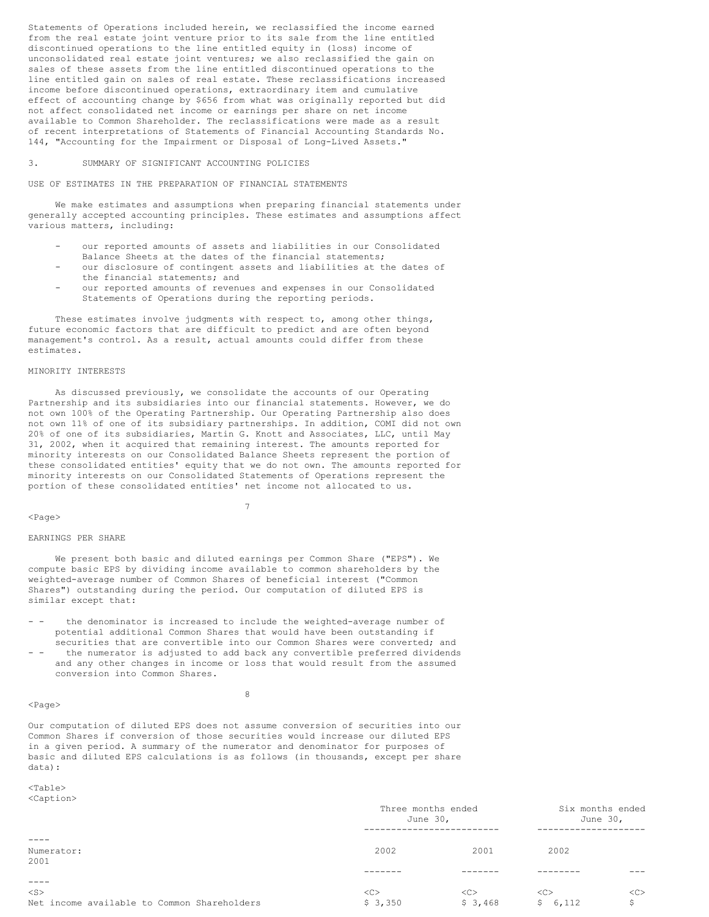Statements of Operations included herein, we reclassified the income earned from the real estate joint venture prior to its sale from the line entitled discontinued operations to the line entitled equity in (loss) income of unconsolidated real estate joint ventures; we also reclassified the gain on sales of these assets from the line entitled discontinued operations to the line entitled gain on sales of real estate. These reclassifications increased income before discontinued operations, extraordinary item and cumulative effect of accounting change by $656 from what was originally reported but did not affect consolidated net income or earnings per share on net income available to Common Shareholder. The reclassifications were made as a result of recent interpretations of Statements of Financial Accounting Standards No. 144, "Accounting for the Impairment or Disposal of Long-Lived Assets."

## 3. SUMMARY OF SIGNIFICANT ACCOUNTING POLICIES

### USE OF ESTIMATES IN THE PREPARATION OF FINANCIAL STATEMENTS

We make estimates and assumptions when preparing financial statements under generally accepted accounting principles. These estimates and assumptions affect various matters, including:

- our reported amounts of assets and liabilities in our Consolidated Balance Sheets at the dates of the financial statements;
- our disclosure of contingent assets and liabilities at the dates of the financial statements; and
- our reported amounts of revenues and expenses in our Consolidated Statements of Operations during the reporting periods.

These estimates involve judgments with respect to, among other things, future economic factors that are difficult to predict and are often beyond management's control. As a result, actual amounts could differ from these estimates.

### MINORITY INTERESTS

As discussed previously, we consolidate the accounts of our Operating Partnership and its subsidiaries into our financial statements. However, we do not own 100% of the Operating Partnership. Our Operating Partnership also does not own 11% of one of its subsidiary partnerships. In addition, COMI did not own 20% of one of its subsidiaries, Martin G. Knott and Associates, LLC, until May 31, 2002, when it acquired that remaining interest. The amounts reported for minority interests on our Consolidated Balance Sheets represent the portion of these consolidated entities' equity that we do not own. The amounts reported for minority interests on our Consolidated Statements of Operations represent the portion of these consolidated entities' net income not allocated to us.

### EARNINGS PER SHARE

We present both basic and diluted earnings per Common Share ("EPS"). We compute basic EPS by dividing income available to common shareholders by the weighted-average number of Common Shares of beneficial interest ("Common Shares") outstanding during the period. Our computation of diluted EPS is similar except that:

- the denominator is increased to include the weighted-average number of potential additional Common Shares that would have been outstanding if securities that are convertible into our Common Shares were converted; and
- the numerator is adjusted to add back any convertible preferred dividends and any other changes in income or loss that would result from the assumed conversion into Common Shares.

Our computation of diluted EPS does not assume conversion of securities into our Common Shares if conversion of those securities would increase our diluted EPS in a given period. A summary of the numerator and denominator for purposes of basic and diluted EPS calculations is as follows (in thousands, except per share data):

| | Three months ended June 30, | | Six months ended June 30, | |
|---|---|---|---|---|
| Numerator: | 2002 | 2001 | 2002 | 2001 |
| Net income available to Common Shareholders | $ 3,350 | $ 3,468 | $ 6,112 | $ |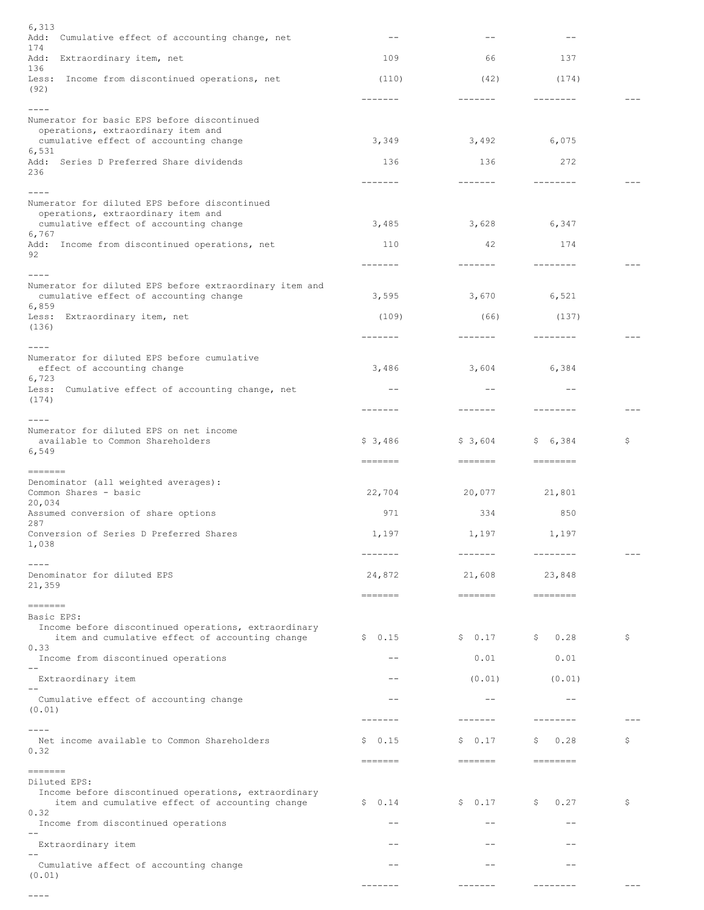| | | | | |
|---|---|---|---|---|
| | | | | 6,313 |
| Add: Cumulative effect of accounting change, net | -- | -- | -- | 174 |
| Add: Extraordinary item, net | 109 | 66 | 137 | 136 |
| Less: Income from discontinued operations, net | (110) | (42) | (174) | (92) |
| Numerator for basic EPS before discontinued operations, extraordinary item and cumulative effect of accounting change | 3,349 | 3,492 | 6,075 | 6,531 |
| Add: Series D Preferred Share dividends | 136 | 136 | 272 | 236 |
| Numerator for diluted EPS before discontinued operations, extraordinary item and cumulative effect of accounting change | 3,485 | 3,628 | 6,347 | 6,767 |
| Add: Income from discontinued operations, net | 110 | 42 | 174 | 92 |
| Numerator for diluted EPS before extraordinary item and cumulative effect of accounting change | 3,595 | 3,670 | 6,521 | 6,859 |
| Less: Extraordinary item, net | (109) | (66) | (137) | (136) |
| Numerator for diluted EPS before cumulative effect of accounting change | 3,486 | 3,604 | 6,384 | 6,723 |
| Less: Cumulative effect of accounting change, net | -- | -- | -- | (174) |
| Numerator for diluted EPS on net income available to Common Shareholders | $ 3,486 | $ 3,604 | $ 6,384 | $ 6,549 |
| Denominator (all weighted averages): | | | | |
| Common Shares - basic | 22,704 | 20,077 | 21,801 | 20,034 |
| Assumed conversion of share options | 971 | 334 | 850 | 287 |
| Conversion of Series D Preferred Shares | 1,197 | 1,197 | 1,197 | 1,038 |
| Denominator for diluted EPS | 24,872 | 21,608 | 23,848 | 21,359 |
| Basic EPS: | | | | |
| Income before discontinued operations, extraordinary item and cumulative effect of accounting change | $ 0.15 | $ 0.17 | $ 0.28 | $ 0.33 |
| Income from discontinued operations | -- | 0.01 | 0.01 | -- |
| Extraordinary item | -- | (0.01) | (0.01) | -- |
| Cumulative effect of accounting change | -- | -- | -- | (0.01) |
| Net income available to Common Shareholders | $ 0.15 | $ 0.17 | $ 0.28 | $ 0.32 |
| Diluted EPS: | | | | |
| Income before discontinued operations, extraordinary item and cumulative effect of accounting change | $ 0.14 | $ 0.17 | $ 0.27 | $ 0.32 |
| Income from discontinued operations | -- | -- | -- | -- |
| Extraordinary item | -- | -- | -- | -- |
| Cumulative affect of accounting change | -- | -- | -- | (0.01) |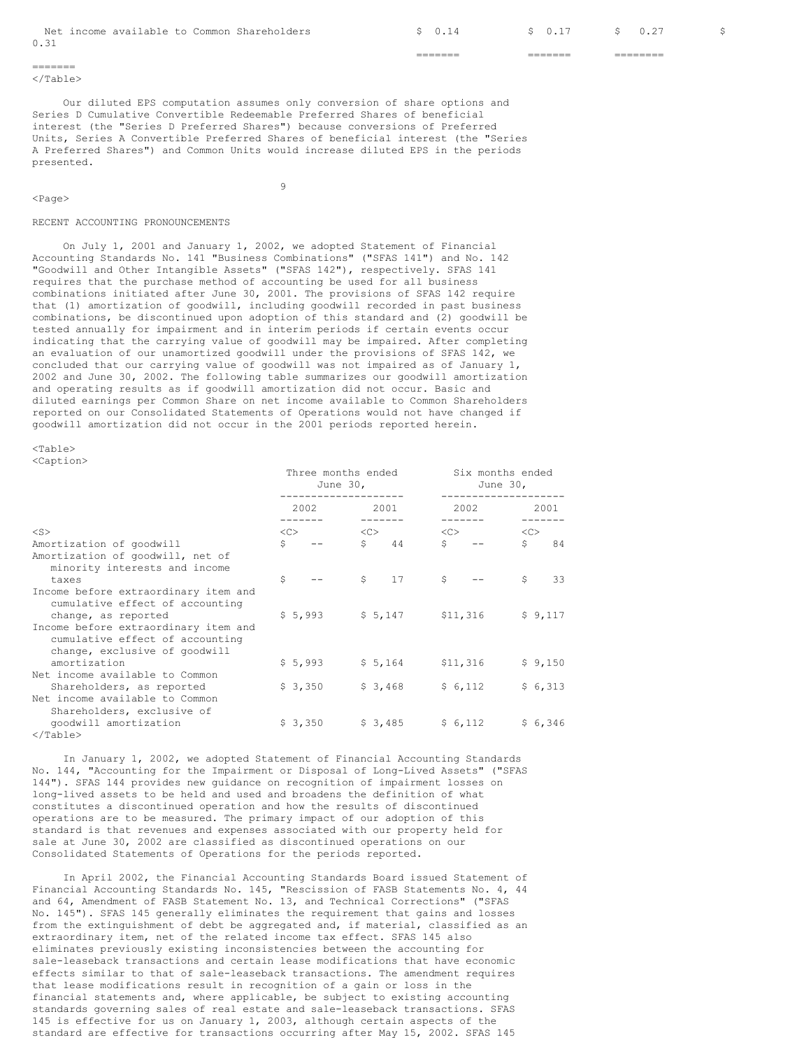| Net income available to Common Shareholders | $ 0.14 | $ 0.17 | $ 0.27 | $ 0.31 |
|---|---|---|---|---|

Our diluted EPS computation assumes only conversion of share options and Series D Cumulative Convertible Redeemable Preferred Shares of beneficial interest (the "Series D Preferred Shares") because conversions of Preferred Units, Series A Convertible Preferred Shares of beneficial interest (the "Series A Preferred Shares") and Common Units would increase diluted EPS in the periods presented.

RECENT ACCOUNTING PRONOUNCEMENTS

On July 1, 2001 and January 1, 2002, we adopted Statement of Financial Accounting Standards No. 141 "Business Combinations" ("SFAS 141") and No. 142 "Goodwill and Other Intangible Assets" ("SFAS 142"), respectively. SFAS 141 requires that the purchase method of accounting be used for all business combinations initiated after June 30, 2001. The provisions of SFAS 142 require that (1) amortization of goodwill, including goodwill recorded in past business combinations, be discontinued upon adoption of this standard and (2) goodwill be tested annually for impairment and in interim periods if certain events occur indicating that the carrying value of goodwill may be impaired. After completing an evaluation of our unamortized goodwill under the provisions of SFAS 142, we concluded that our carrying value of goodwill was not impaired as of January 1, 2002 and June 30, 2002. The following table summarizes our goodwill amortization and operating results as if goodwill amortization did not occur. Basic and diluted earnings per Common Share on net income available to Common Shareholders reported on our Consolidated Statements of Operations would not have changed if goodwill amortization did not occur in the 2001 periods reported herein.

| | Three months ended June 30, | | Six months ended June 30, | |
|---|---|---|---|---|
| | 2002 | 2001 | 2002 | 2001 |
| Amortization of goodwill | $ -- | $ 44 | $ -- | $ 84 |
| Amortization of goodwill, net of minority interests and income taxes | $ -- | $ 17 | $ -- | $ 33 |
| Income before extraordinary item and cumulative effect of accounting change, as reported | $ 5,993 | $ 5,147 | $11,316 | $ 9,117 |
| Income before extraordinary item and cumulative effect of accounting change, exclusive of goodwill amortization | $ 5,993 | $ 5,164 | $11,316 | $ 9,150 |
| Net income available to Common Shareholders, as reported | $ 3,350 | $ 3,468 | $ 6,112 | $ 6,313 |
| Net income available to Common Shareholders, exclusive of goodwill amortization | $ 3,350 | $ 3,485 | $ 6,112 | $ 6,346 |

In January 1, 2002, we adopted Statement of Financial Accounting Standards No. 144, "Accounting for the Impairment or Disposal of Long-Lived Assets" ("SFAS 144"). SFAS 144 provides new guidance on recognition of impairment losses on long-lived assets to be held and used and broadens the definition of what constitutes a discontinued operation and how the results of discontinued operations are to be measured. The primary impact of our adoption of this standard is that revenues and expenses associated with our property held for sale at June 30, 2002 are classified as discontinued operations on our Consolidated Statements of Operations for the periods reported.

In April 2002, the Financial Accounting Standards Board issued Statement of Financial Accounting Standards No. 145, "Rescission of FASB Statements No. 4, 44 and 64, Amendment of FASB Statement No. 13, and Technical Corrections" ("SFAS No. 145"). SFAS 145 generally eliminates the requirement that gains and losses from the extinguishment of debt be aggregated and, if material, classified as an extraordinary item, net of the related income tax effect. SFAS 145 also eliminates previously existing inconsistencies between the accounting for sale-leaseback transactions and certain lease modifications that have economic effects similar to that of sale-leaseback transactions. The amendment requires that lease modifications result in recognition of a gain or loss in the financial statements and, where applicable, be subject to existing accounting standards governing sales of real estate and sale-leaseback transactions. SFAS 145 is effective for us on January 1, 2003, although certain aspects of the standard are effective for transactions occurring after May 15, 2002. SFAS 145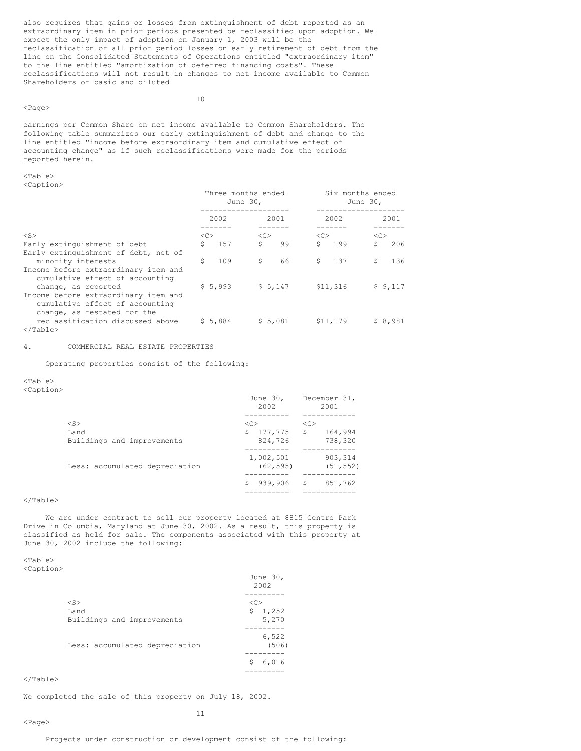also requires that gains or losses from extinguishment of debt reported as an extraordinary item in prior periods presented be reclassified upon adoption. We expect the only impact of adoption on January 1, 2003 will be the reclassification of all prior period losses on early retirement of debt from the line on the Consolidated Statements of Operations entitled "extraordinary item" to the line entitled "amortization of deferred financing costs". These reclassifications will not result in changes to net income available to Common Shareholders or basic and diluted earnings per Common Share on net income available to Common Shareholders. The following table summarizes our early extinguishment of debt and change to the line entitled "income before extraordinary item and cumulative effect of accounting change" as if such reclassifications were made for the periods reported herein.

| | Three months ended June 30, | | Six months ended June 30, | |
|---|---|---|---|---|
| | 2002 | 2001 | 2002 | 2001 |
| Early extinguishment of debt | $ 157 | $ 99 | $ 199 | $ 206 |
| Early extinguishment of debt, net of minority interests | $ 109 | $ 66 | $ 137 | $ 136 |
| Income before extraordinary item and cumulative effect of accounting change, as reported | $ 5,993 | $ 5,147 | $11,316 | $ 9,117 |
| Income before extraordinary item and cumulative effect of accounting change, as restated for the reclassification discussed above | $ 5,884 | $ 5,081 | $11,179 | $ 8,981 |

4. COMMERCIAL REAL ESTATE PROPERTIES

Operating properties consist of the following:

| | June 30, 2002 | December 31, 2001 |
|---|---|---|
| Land | $ 177,775 | $ 164,994 |
| Buildings and improvements | 824,726 | 738,320 |
| | 1,002,501 | 903,314 |
| Less: accumulated depreciation | (62,595) | (51,552) |
| | $ 939,906 | $ 851,762 |

We are under contract to sell our property located at 8815 Centre Park Drive in Columbia, Maryland at June 30, 2002. As a result, this property is classified as held for sale. The components associated with this property at June 30, 2002 include the following:

| | June 30, 2002 |
|---|---|
| Land | $ 1,252 |
| Buildings and improvements | 5,270 |
| | 6,522 |
| Less: accumulated depreciation | (506) |
| | $ 6,016 |

We completed the sale of this property on July 18, 2002.

Projects under construction or development consist of the following: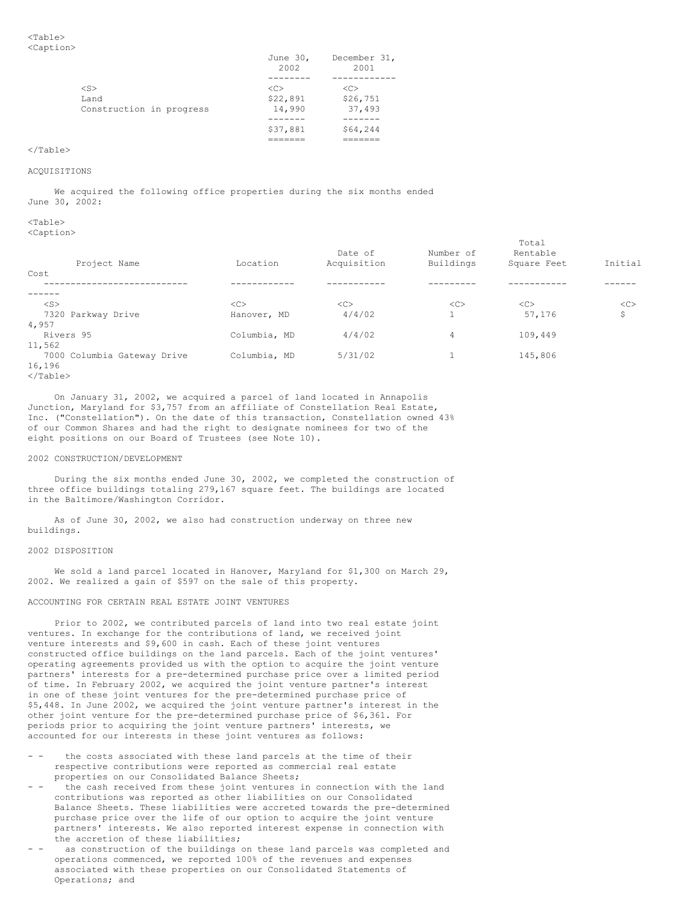|  | June 30, 2002 | December 31, 2001 |
|---|---|---|
| Land | $22,891 | $26,751 |
| Construction in progress | 14,990 | 37,493 |
|  | $37,881 | $64,244 |

ACQUISITIONS

We acquired the following office properties during the six months ended June 30, 2002:

| Project Name | Location | Date of Acquisition | Number of Buildings | Total Rentable Square Feet | Initial Cost |
|---|---|---|---|---|---|
| 7320 Parkway Drive | Hanover, MD | 4/4/02 | 1 | 57,176 | $ 4,957 |
| Rivers 95 | Columbia, MD | 4/4/02 | 4 | 109,449 | 11,562 |
| 7000 Columbia Gateway Drive | Columbia, MD | 5/31/02 | 1 | 145,806 | 16,196 |

On January 31, 2002, we acquired a parcel of land located in Annapolis Junction, Maryland for $3,757 from an affiliate of Constellation Real Estate, Inc. ("Constellation"). On the date of this transaction, Constellation owned 43% of our Common Shares and had the right to designate nominees for two of the eight positions on our Board of Trustees (see Note 10).

2002 CONSTRUCTION/DEVELOPMENT

During the six months ended June 30, 2002, we completed the construction of three office buildings totaling 279,167 square feet. The buildings are located in the Baltimore/Washington Corridor.

As of June 30, 2002, we also had construction underway on three new buildings.

2002 DISPOSITION

We sold a land parcel located in Hanover, Maryland for $1,300 on March 29, 2002. We realized a gain of $597 on the sale of this property.

ACCOUNTING FOR CERTAIN REAL ESTATE JOINT VENTURES

Prior to 2002, we contributed parcels of land into two real estate joint ventures. In exchange for the contributions of land, we received joint venture interests and $9,600 in cash. Each of these joint ventures constructed office buildings on the land parcels. Each of the joint ventures' operating agreements provided us with the option to acquire the joint venture partners' interests for a pre-determined purchase price over a limited period of time. In February 2002, we acquired the joint venture partner's interest in one of these joint ventures for the pre-determined purchase price of $5,448. In June 2002, we acquired the joint venture partner's interest in the other joint venture for the pre-determined purchase price of $6,361. For periods prior to acquiring the joint venture partners' interests, we accounted for our interests in these joint ventures as follows:

- the costs associated with these land parcels at the time of their respective contributions were reported as commercial real estate properties on our Consolidated Balance Sheets;
- the cash received from these joint ventures in connection with the land contributions was reported as other liabilities on our Consolidated Balance Sheets. These liabilities were accreted towards the pre-determined purchase price over the life of our option to acquire the joint venture partners' interests. We also reported interest expense in connection with the accretion of these liabilities;
- as construction of the buildings on these land parcels was completed and operations commenced, we reported 100% of the revenues and expenses associated with these properties on our Consolidated Statements of Operations; and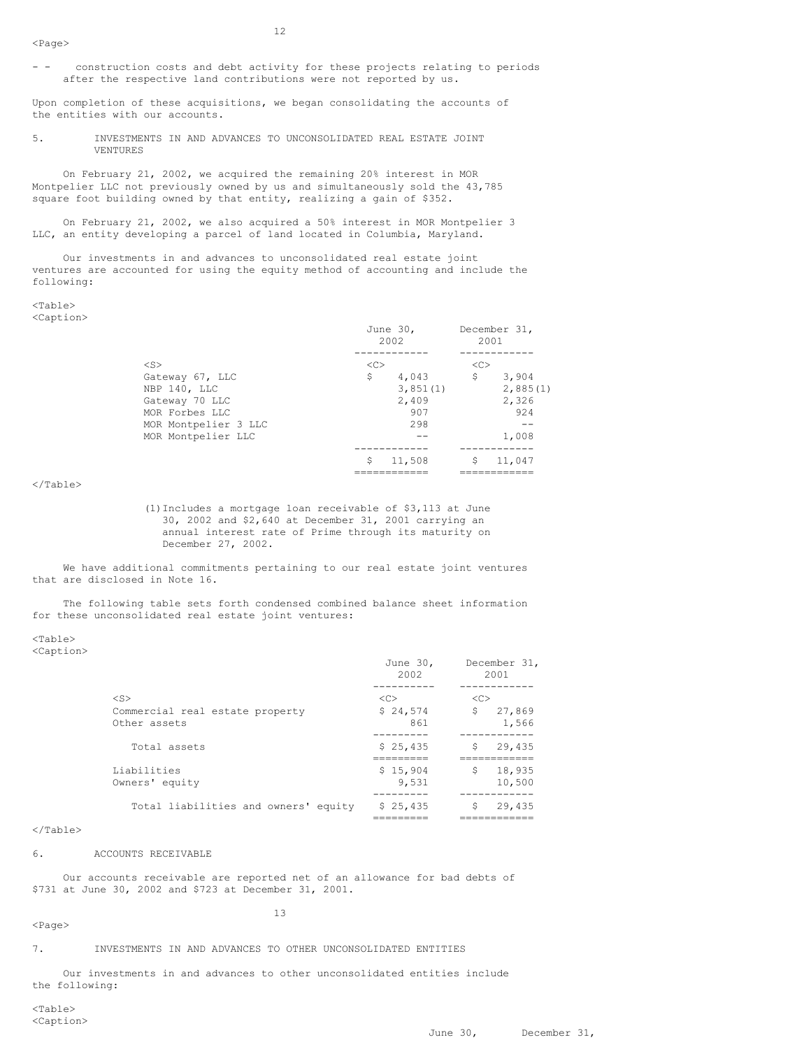- construction costs and debt activity for these projects relating to periods after the respective land contributions were not reported by us.

Upon completion of these acquisitions, we began consolidating the accounts of the entities with our accounts.

## 5. INVESTMENTS IN AND ADVANCES TO UNCONSOLIDATED REAL ESTATE JOINT VENTURES

On February 21, 2002, we acquired the remaining 20% interest in MOR Montpelier LLC not previously owned by us and simultaneously sold the 43,785 square foot building owned by that entity, realizing a gain of $352.

On February 21, 2002, we also acquired a 50% interest in MOR Montpelier 3 LLC, an entity developing a parcel of land located in Columbia, Maryland.

Our investments in and advances to unconsolidated real estate joint ventures are accounted for using the equity method of accounting and include the following:

| | June 30, 2002 | December 31, 2001 |
|---|---|---|
| Gateway 67, LLC | $ 4,043 | $ 3,904 |
| NBP 140, LLC | 3,851(1) | 2,885(1) |
| Gateway 70 LLC | 2,409 | 2,326 |
| MOR Forbes LLC | 907 | 924 |
| MOR Montpelier 3 LLC | 298 | -- |
| MOR Montpelier LLC | -- | 1,008 |
| | $ 11,508 | $ 11,047 |

(1) Includes a mortgage loan receivable of $3,113 at June 30, 2002 and $2,640 at December 31, 2001 carrying an annual interest rate of Prime through its maturity on December 27, 2002.

We have additional commitments pertaining to our real estate joint ventures that are disclosed in Note 16.

The following table sets forth condensed combined balance sheet information for these unconsolidated real estate joint ventures:

| | June 30, 2002 | December 31, 2001 |
|---|---|---|
| Commercial real estate property | $ 24,574 | $ 27,869 |
| Other assets | 861 | 1,566 |
| Total assets | $ 25,435 | $ 29,435 |
| Liabilities | $ 15,904 | $ 18,935 |
| Owners' equity | 9,531 | 10,500 |
| Total liabilities and owners' equity | $ 25,435 | $ 29,435 |

## 6. ACCOUNTS RECEIVABLE

Our accounts receivable are reported net of an allowance for bad debts of $731 at June 30, 2002 and $723 at December 31, 2001.

## 7. INVESTMENTS IN AND ADVANCES TO OTHER UNCONSOLIDATED ENTITIES

Our investments in and advances to other unconsolidated entities include the following:

| | June 30, | December 31, |
|---|---|---|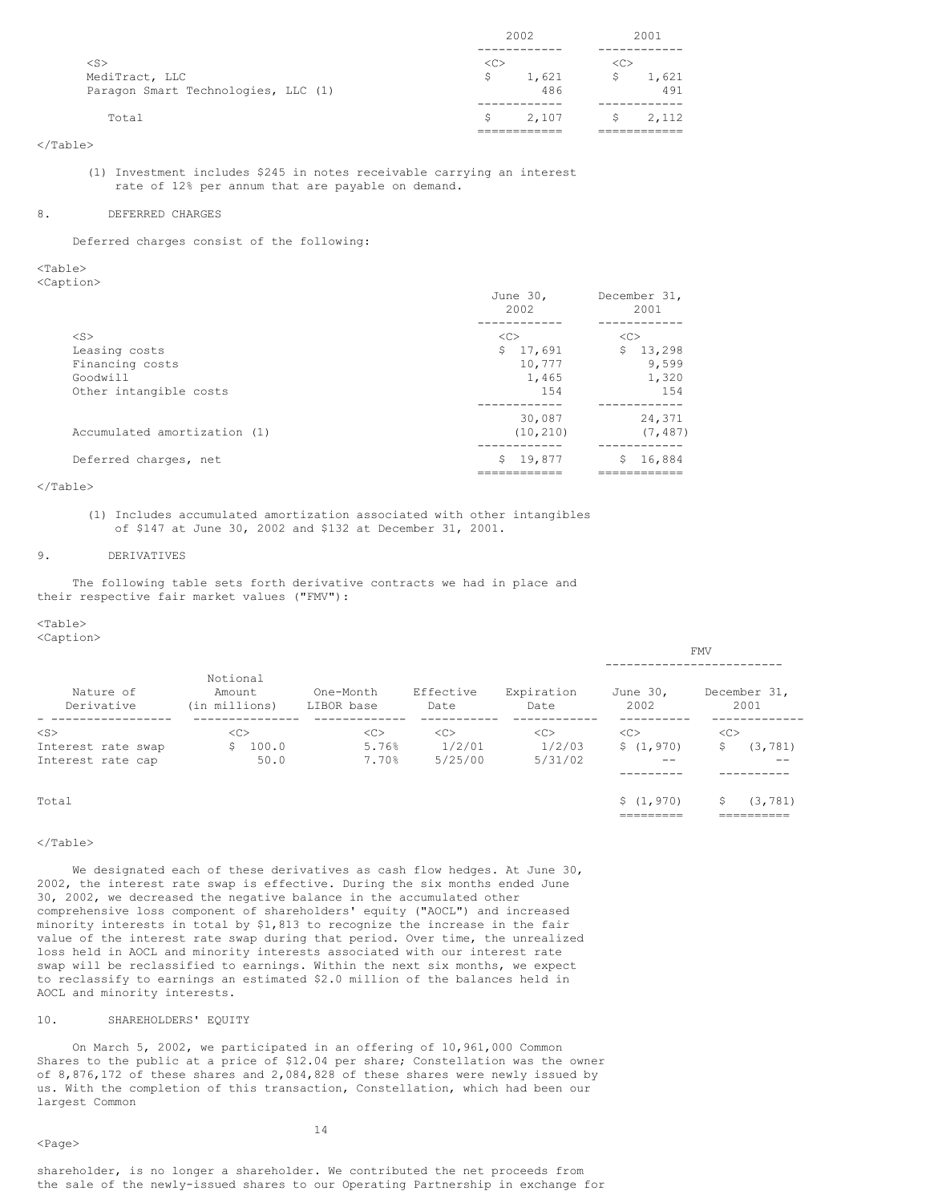| | 2002 | 2001 |
|---|---|---|
| MediTract, LLC | $ 1,621 | $ 1,621 |
| Paragon Smart Technologies, LLC (1) | 486 | 491 |
| Total | $ 2,107 | $ 2,112 |

(1) Investment includes $245 in notes receivable carrying an interest rate of 12% per annum that are payable on demand.

## 8. DEFERRED CHARGES

Deferred charges consist of the following:

| | June 30, 2002 | December 31, 2001 |
|---|---|---|
| Leasing costs | $ 17,691 | $ 13,298 |
| Financing costs | 10,777 | 9,599 |
| Goodwill | 1,465 | 1,320 |
| Other intangible costs | 154 | 154 |
| | 30,087 | 24,371 |
| Accumulated amortization (1) | (10,210) | (7,487) |
| Deferred charges, net | $ 19,877 | $ 16,884 |

(1) Includes accumulated amortization associated with other intangibles of $147 at June 30, 2002 and $132 at December 31, 2001.

## 9. DERIVATIVES

The following table sets forth derivative contracts we had in place and their respective fair market values ("FMV"):

| Nature of Derivative | Notional Amount (in millions) | One-Month LIBOR base | Effective Date | Expiration Date | FMV June 30, 2002 | FMV December 31, 2001 |
|---|---|---|---|---|---|---|
| Interest rate swap | $ 100.0 | 5.76% | 1/2/01 | 1/2/03 | $ (1,970) | $ (3,781) |
| Interest rate cap | 50.0 | 7.70% | 5/25/00 | 5/31/02 | -- | -- |
| Total | | | | | $ (1,970) | $ (3,781) |

We designated each of these derivatives as cash flow hedges. At June 30, 2002, the interest rate swap is effective. During the six months ended June 30, 2002, we decreased the negative balance in the accumulated other comprehensive loss component of shareholders' equity ("AOCL") and increased minority interests in total by $1,813 to recognize the increase in the fair value of the interest rate swap during that period. Over time, the unrealized loss held in AOCL and minority interests associated with our interest rate swap will be reclassified to earnings. Within the next six months, we expect to reclassify to earnings an estimated $2.0 million of the balances held in AOCL and minority interests.

## 10. SHAREHOLDERS' EQUITY

On March 5, 2002, we participated in an offering of 10,961,000 Common Shares to the public at a price of $12.04 per share; Constellation was the owner of 8,876,172 of these shares and 2,084,828 of these shares were newly issued by us. With the completion of this transaction, Constellation, which had been our largest Common shareholder, is no longer a shareholder. We contributed the net proceeds from the sale of the newly-issued shares to our Operating Partnership in exchange for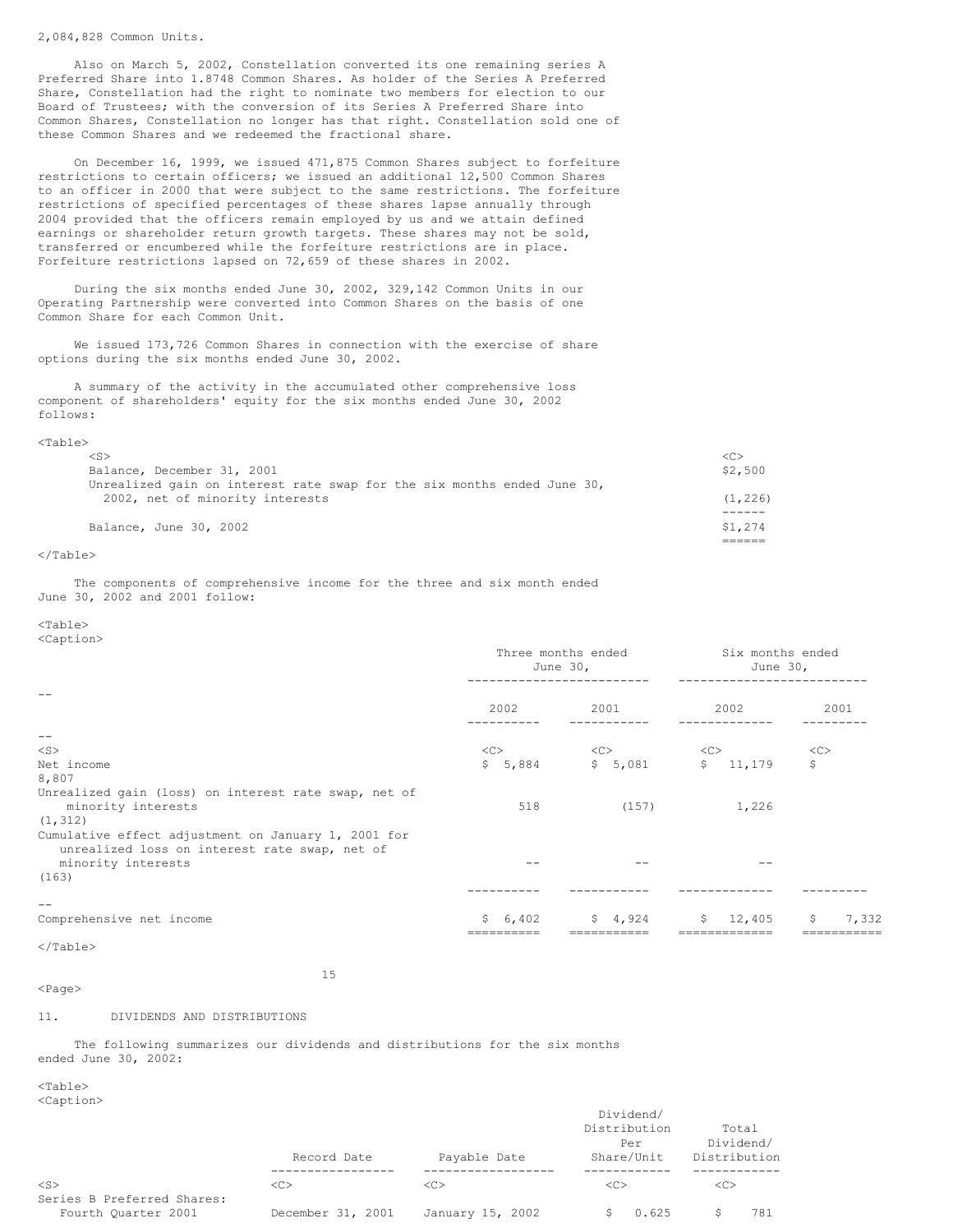2,084,828 Common Units.

Also on March 5, 2002, Constellation converted its one remaining series A Preferred Share into 1.8748 Common Shares. As holder of the Series A Preferred Share, Constellation had the right to nominate two members for election to our Board of Trustees; with the conversion of its Series A Preferred Share into Common Shares, Constellation no longer has that right. Constellation sold one of these Common Shares and we redeemed the fractional share.

On December 16, 1999, we issued 471,875 Common Shares subject to forfeiture restrictions to certain officers; we issued an additional 12,500 Common Shares to an officer in 2000 that were subject to the same restrictions. The forfeiture restrictions of specified percentages of these shares lapse annually through 2004 provided that the officers remain employed by us and we attain defined earnings or shareholder return growth targets. These shares may not be sold, transferred or encumbered while the forfeiture restrictions are in place. Forfeiture restrictions lapsed on 72,659 of these shares in 2002.

During the six months ended June 30, 2002, 329,142 Common Units in our Operating Partnership were converted into Common Shares on the basis of one Common Share for each Common Unit.

We issued 173,726 Common Shares in connection with the exercise of share options during the six months ended June 30, 2002.

A summary of the activity in the accumulated other comprehensive loss component of shareholders' equity for the six months ended June 30, 2002 follows:

| | |
|---|---|
| Balance, December 31, 2001 | $2,500 |
| Unrealized gain on interest rate swap for the six months ended June 30, 2002, net of minority interests | (1,226) |
| Balance, June 30, 2002 | $1,274 |

The components of comprehensive income for the three and six month ended June 30, 2002 and 2001 follow:

| | Three months ended June 30, | | Six months ended June 30, | |
|---|---|---|---|---|
| | 2002 | 2001 | 2002 | 2001 |
| Net income | $ 5,884 | $ 5,081 | $ 11,179 | $ 8,807 |
| Unrealized gain (loss) on interest rate swap, net of minority interests | 518 | (157) | 1,226 | (1,312) |
| Cumulative effect adjustment on January 1, 2001 for unrealized loss on interest rate swap, net of minority interests | -- | -- | -- | (163) |
| Comprehensive net income | $ 6,402 | $ 4,924 | $ 12,405 | $ 7,332 |

## 11. DIVIDENDS AND DISTRIBUTIONS

The following summarizes our dividends and distributions for the six months ended June 30, 2002:

| | Record Date | Payable Date | Dividend/ Distribution Per Share/Unit | Total Dividend/ Distribution |
|---|---|---|---|---|
| Series B Preferred Shares: | | | | |
| Fourth Quarter 2001 | December 31, 2001 | January 15, 2002 | $ 0.625 | $ 781 |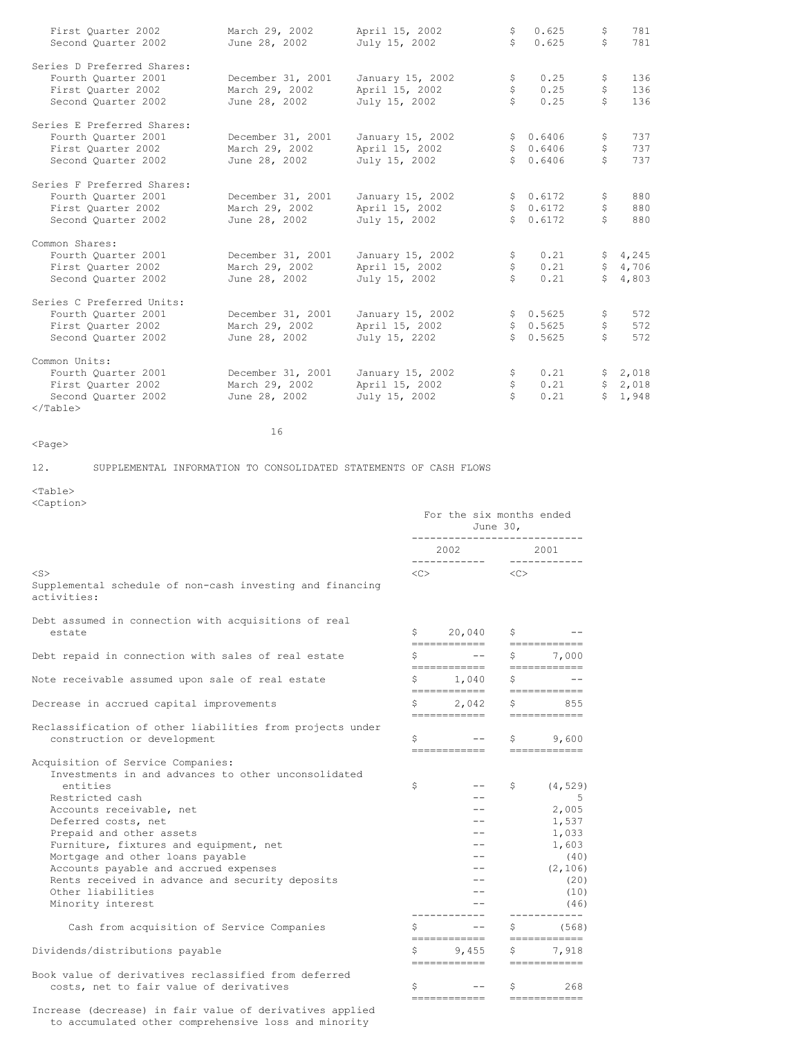| | | | | |
|---|---|---|---|---|
| First Quarter 2002 | March 29, 2002 | April 15, 2002 | $ 0.625 | $ 781 |
| Second Quarter 2002 | June 28, 2002 | July 15, 2002 | $ 0.625 | $ 781 |
| Series D Preferred Shares: | | | | |
| Fourth Quarter 2001 | December 31, 2001 | January 15, 2002 | $ 0.25 | $ 136 |
| First Quarter 2002 | March 29, 2002 | April 15, 2002 | $ 0.25 | $ 136 |
| Second Quarter 2002 | June 28, 2002 | July 15, 2002 | $ 0.25 | $ 136 |
| Series E Preferred Shares: | | | | |
| Fourth Quarter 2001 | December 31, 2001 | January 15, 2002 | $ 0.6406 | $ 737 |
| First Quarter 2002 | March 29, 2002 | April 15, 2002 | $ 0.6406 | $ 737 |
| Second Quarter 2002 | June 28, 2002 | July 15, 2002 | $ 0.6406 | $ 737 |
| Series F Preferred Shares: | | | | |
| Fourth Quarter 2001 | December 31, 2001 | January 15, 2002 | $ 0.6172 | $ 880 |
| First Quarter 2002 | March 29, 2002 | April 15, 2002 | $ 0.6172 | $ 880 |
| Second Quarter 2002 | June 28, 2002 | July 15, 2002 | $ 0.6172 | $ 880 |
| Common Shares: | | | | |
| Fourth Quarter 2001 | December 31, 2001 | January 15, 2002 | $ 0.21 | $ 4,245 |
| First Quarter 2002 | March 29, 2002 | April 15, 2002 | $ 0.21 | $ 4,706 |
| Second Quarter 2002 | June 28, 2002 | July 15, 2002 | $ 0.21 | $ 4,803 |
| Series C Preferred Units: | | | | |
| Fourth Quarter 2001 | December 31, 2001 | January 15, 2002 | $ 0.5625 | $ 572 |
| First Quarter 2002 | March 29, 2002 | April 15, 2002 | $ 0.5625 | $ 572 |
| Second Quarter 2002 | June 28, 2002 | July 15, 2202 | $ 0.5625 | $ 572 |
| Common Units: | | | | |
| Fourth Quarter 2001 | December 31, 2001 | January 15, 2002 | $ 0.21 | $ 2,018 |
| First Quarter 2002 | March 29, 2002 | April 15, 2002 | $ 0.21 | $ 2,018 |
| Second Quarter 2002 | June 28, 2002 | July 15, 2002 | $ 0.21 | $ 1,948 |

## 12. SUPPLEMENTAL INFORMATION TO CONSOLIDATED STATEMENTS OF CASH FLOWS

| | For the six months ended June 30, | |
|---|---|---|
| | 2002 | 2001 |
| Supplemental schedule of non-cash investing and financing activities: | | |
| Debt assumed in connection with acquisitions of real estate | $ 20,040 | $ -- |
| Debt repaid in connection with sales of real estate | $ -- | $ 7,000 |
| Note receivable assumed upon sale of real estate | $ 1,040 | $ -- |
| Decrease in accrued capital improvements | $ 2,042 | $ 855 |
| Reclassification of other liabilities from projects under construction or development | $ -- | $ 9,600 |
| Acquisition of Service Companies: | | |
| Investments in and advances to other unconsolidated entities | $ -- | $ (4,529) |
| Restricted cash | -- | 5 |
| Accounts receivable, net | -- | 2,005 |
| Deferred costs, net | -- | 1,537 |
| Prepaid and other assets | -- | 1,033 |
| Furniture, fixtures and equipment, net | -- | 1,603 |
| Mortgage and other loans payable | -- | (40) |
| Accounts payable and accrued expenses | -- | (2,106) |
| Rents received in advance and security deposits | -- | (20) |
| Other liabilities | -- | (10) |
| Minority interest | -- | (46) |
| Cash from acquisition of Service Companies | $ -- | $ (568) |
| Dividends/distributions payable | $ 9,455 | $ 7,918 |
| Book value of derivatives reclassified from deferred costs, net to fair value of derivatives | $ -- | $ 268 |
| Increase (decrease) in fair value of derivatives applied to accumulated other comprehensive loss and minority | | |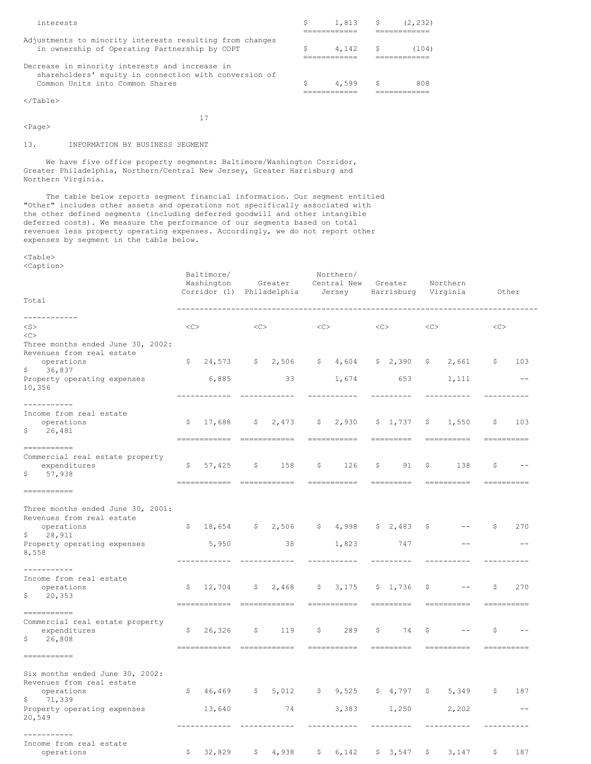| | | |
|---|---|---|
| interests | $ 1,813 | $ (2,232) |
| Adjustments to minority interests resulting from changes in ownership of Operating Partnership by COPT | $ 4,142 | $ (104) |
| Decrease in minority interests and increase in shareholders' equity in connection with conversion of Common Units into Common Shares | $ 4,599 | $ 808 |

13. INFORMATION BY BUSINESS SEGMENT

We have five office property segments: Baltimore/Washington Corridor, Greater Philadelphia, Northern/Central New Jersey, Greater Harrisburg and Northern Virginia.

The table below reports segment financial information. Our segment entitled "Other" includes other assets and operations not specifically associated with the other defined segments (including deferred goodwill and other intangible deferred costs). We measure the performance of our segments based on total revenues less property operating expenses. Accordingly, we do not report other expenses by segment in the table below.

| | Baltimore/ Washington Corridor (1) | Greater Philadelphia | Northern/ Central New Jersey | Greater Harrisburg | Northern Virginia | Other | Total |
|---|---|---|---|---|---|---|---|
| **Three months ended June 30, 2002:** | | | | | | | |
| Revenues from real estate operations | $ 24,573 | $ 2,506 | $ 4,604 | $ 2,390 | $ 2,661 | $ 103 | $ 36,837 |
| Property operating expenses | 6,885 | 33 | 1,674 | 653 | 1,111 | -- | 10,356 |
| Income from real estate operations | $ 17,688 | $ 2,473 | $ 2,930 | $ 1,737 | $ 1,550 | $ 103 | $ 26,481 |
| Commercial real estate property expenditures | $ 57,425 | $ 158 | $ 126 | $ 91 | $ 138 | $ -- | $ 57,938 |
| **Three months ended June 30, 2001:** | | | | | | | |
| Revenues from real estate operations | $ 18,654 | $ 2,506 | $ 4,998 | $ 2,483 | $ -- | $ 270 | $ 28,911 |
| Property operating expenses | 5,950 | 38 | 1,823 | 747 | -- | -- | 8,558 |
| Income from real estate operations | $ 12,704 | $ 2,468 | $ 3,175 | $ 1,736 | $ -- | $ 270 | $ 20,353 |
| Commercial real estate property expenditures | $ 26,326 | $ 119 | $ 289 | $ 74 | $ -- | $ -- | $ 26,808 |
| **Six months ended June 30, 2002:** | | | | | | | |
| Revenues from real estate operations | $ 46,469 | $ 5,012 | $ 9,525 | $ 4,797 | $ 5,349 | $ 187 | $ 71,339 |
| Property operating expenses | 13,640 | 74 | 3,383 | 1,250 | 2,202 | -- | 20,549 |
| Income from real estate operations | $ 32,829 | $ 4,938 | $ 6,142 | $ 3,547 | $ 3,147 | $ 187 | |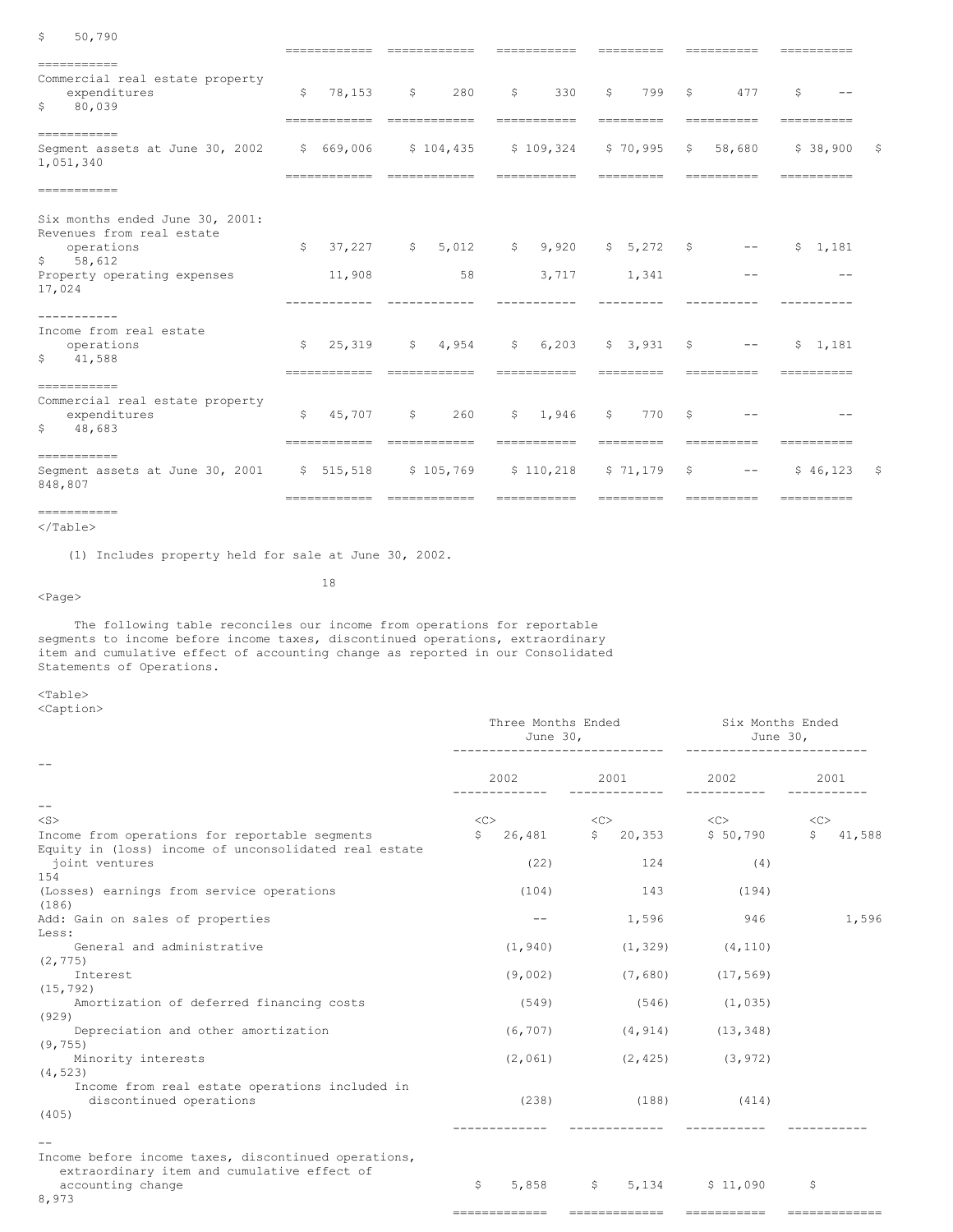| | | | | | | | |
|---|---|---|---|---|---|---|---|
| | | | | | | | $ 50,790 |
| Commercial real estate property expenditures | $ 78,153 | $ 280 | $ 330 | $ 799 | $ 477 | $ -- | $ 80,039 |
| Segment assets at June 30, 2002 | $ 669,006 | $ 104,435 | $ 109,324 | $ 70,995 | $ 58,680 | $ 38,900 | $ 1,051,340 |
| Six months ended June 30, 2001: | | | | | | | |
| Revenues from real estate operations | $ 37,227 | $ 5,012 | $ 9,920 | $ 5,272 | $ -- | $ 1,181 | $ 58,612 |
| Property operating expenses | 11,908 | 58 | 3,717 | 1,341 | -- | -- | 17,024 |
| Income from real estate operations | $ 25,319 | $ 4,954 | $ 6,203 | $ 3,931 | $ -- | $ 1,181 | $ 41,588 |
| Commercial real estate property expenditures | $ 45,707 | $ 260 | $ 1,946 | $ 770 | $ -- | -- | $ 48,683 |
| Segment assets at June 30, 2001 | $ 515,518 | $ 105,769 | $ 110,218 | $ 71,179 | $ -- | $ 46,123 | $ 848,807 |

(1) Includes property held for sale at June 30, 2002.

The following table reconciles our income from operations for reportable segments to income before income taxes, discontinued operations, extraordinary item and cumulative effect of accounting change as reported in our Consolidated Statements of Operations.

| | Three Months Ended June 30, | | Six Months Ended June 30, | |
|---|---|---|---|---|
| | 2002 | 2001 | 2002 | 2001 |
| Income from operations for reportable segments | $ 26,481 | $ 20,353 | $ 50,790 | $ 41,588 |
| Equity in (loss) income of unconsolidated real estate joint ventures | (22) | 124 | (4) | 154 |
| (Losses) earnings from service operations | (104) | 143 | (194) | (186) |
| Add: Gain on sales of properties | -- | 1,596 | 946 | 1,596 |
| Less: | | | | |
| General and administrative | (1,940) | (1,329) | (4,110) | (2,775) |
| Interest | (9,002) | (7,680) | (17,569) | (15,792) |
| Amortization of deferred financing costs | (549) | (546) | (1,035) | (929) |
| Depreciation and other amortization | (6,707) | (4,914) | (13,348) | (9,755) |
| Minority interests | (2,061) | (2,425) | (3,972) | (4,523) |
| Income from real estate operations included in discontinued operations | (238) | (188) | (414) | (405) |
| Income before income taxes, discontinued operations, extraordinary item and cumulative effect of accounting change | $ 5,858 | $ 5,134 | $ 11,090 | $ 8,973 |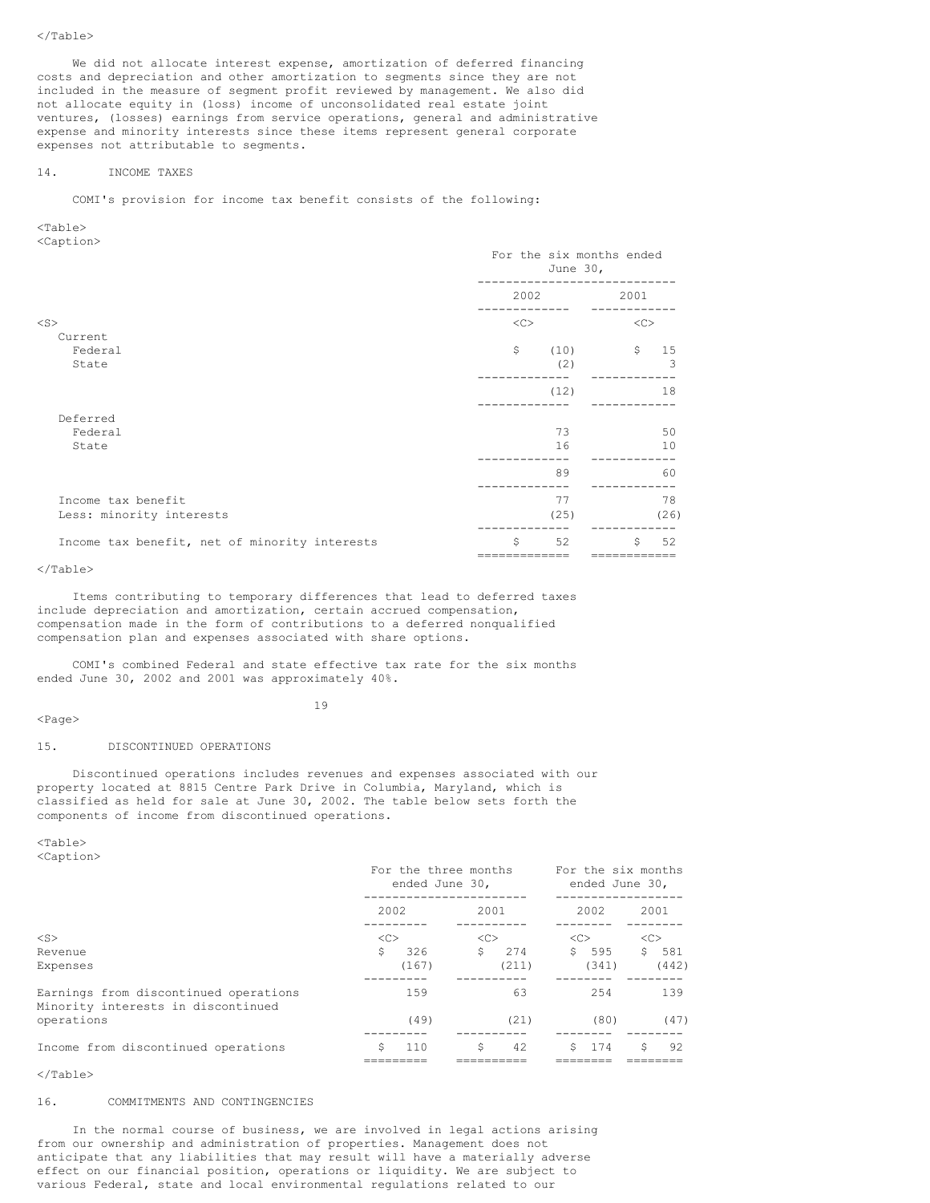We did not allocate interest expense, amortization of deferred financing costs and depreciation and other amortization to segments since they are not included in the measure of segment profit reviewed by management. We also did not allocate equity in (loss) income of unconsolidated real estate joint ventures, (losses) earnings from service operations, general and administrative expense and minority interests since these items represent general corporate expenses not attributable to segments.

## 14. INCOME TAXES

COMI's provision for income tax benefit consists of the following:

| | For the six months ended June 30, | |
|---|---|---|
| | 2002 | 2001 |
| Current | | |
| Federal | $ (10) | $ 15 |
| State | (2) | 3 |
| | (12) | 18 |
| Deferred | | |
| Federal | 73 | 50 |
| State | 16 | 10 |
| | 89 | 60 |
| Income tax benefit | 77 | 78 |
| Less: minority interests | (25) | (26) |
| Income tax benefit, net of minority interests | $ 52 | $ 52 |

Items contributing to temporary differences that lead to deferred taxes include depreciation and amortization, certain accrued compensation, compensation made in the form of contributions to a deferred nonqualified compensation plan and expenses associated with share options.

COMI's combined Federal and state effective tax rate for the six months ended June 30, 2002 and 2001 was approximately 40%.

## 15. DISCONTINUED OPERATIONS

Discontinued operations includes revenues and expenses associated with our property located at 8815 Centre Park Drive in Columbia, Maryland, which is classified as held for sale at June 30, 2002. The table below sets forth the components of income from discontinued operations.

| | For the three months ended June 30, | | For the six months ended June 30, | |
|---|---|---|---|---|
| | 2002 | 2001 | 2002 | 2001 |
| Revenue | $ 326 | $ 274 | $ 595 | $ 581 |
| Expenses | (167) | (211) | (341) | (442) |
| Earnings from discontinued operations | 159 | 63 | 254 | 139 |
| Minority interests in discontinued operations | (49) | (21) | (80) | (47) |
| Income from discontinued operations | $ 110 | $ 42 | $ 174 | $ 92 |

## 16. COMMITMENTS AND CONTINGENCIES

In the normal course of business, we are involved in legal actions arising from our ownership and administration of properties. Management does not anticipate that any liabilities that may result will have a materially adverse effect on our financial position, operations or liquidity. We are subject to various Federal, state and local environmental regulations related to our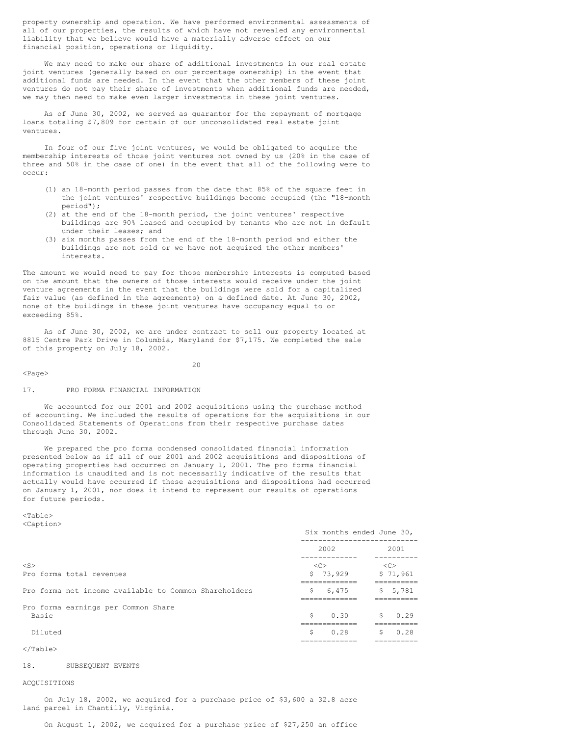property ownership and operation. We have performed environmental assessments of all of our properties, the results of which have not revealed any environmental liability that we believe would have a materially adverse effect on our financial position, operations or liquidity.

We may need to make our share of additional investments in our real estate joint ventures (generally based on our percentage ownership) in the event that additional funds are needed. In the event that the other members of these joint ventures do not pay their share of investments when additional funds are needed, we may then need to make even larger investments in these joint ventures.

As of June 30, 2002, we served as guarantor for the repayment of mortgage loans totaling $7,809 for certain of our unconsolidated real estate joint ventures.

In four of our five joint ventures, we would be obligated to acquire the membership interests of those joint ventures not owned by us (20% in the case of three and 50% in the case of one) in the event that all of the following were to occur:

(1) an 18-month period passes from the date that 85% of the square feet in the joint ventures' respective buildings become occupied (the "18-month period");
(2) at the end of the 18-month period, the joint ventures' respective buildings are 90% leased and occupied by tenants who are not in default under their leases; and
(3) six months passes from the end of the 18-month period and either the buildings are not sold or we have not acquired the other members' interests.

The amount we would need to pay for those membership interests is computed based on the amount that the owners of those interests would receive under the joint venture agreements in the event that the buildings were sold for a capitalized fair value (as defined in the agreements) on a defined date. At June 30, 2002, none of the buildings in these joint ventures have occupancy equal to or exceeding 85%.

As of June 30, 2002, we are under contract to sell our property located at 8815 Centre Park Drive in Columbia, Maryland for $7,175. We completed the sale of this property on July 18, 2002.

## 17. PRO FORMA FINANCIAL INFORMATION

We accounted for our 2001 and 2002 acquisitions using the purchase method of accounting. We included the results of operations for the acquisitions in our Consolidated Statements of Operations from their respective purchase dates through June 30, 2002.

We prepared the pro forma condensed consolidated financial information presented below as if all of our 2001 and 2002 acquisitions and dispositions of operating properties had occurred on January 1, 2001. The pro forma financial information is unaudited and is not necessarily indicative of the results that actually would have occurred if these acquisitions and dispositions had occurred on January 1, 2001, nor does it intend to represent our results of operations for future periods.

| | Six months ended June 30, | |
|---|---|---|
| | 2002 | 2001 |
| Pro forma total revenues | $ 73,929 | $ 71,961 |
| Pro forma net income available to Common Shareholders | $ 6,475 | $ 5,781 |
| Pro forma earnings per Common Share | | |
| Basic | $ 0.30 | $ 0.29 |
| Diluted | $ 0.28 | $ 0.28 |

## 18. SUBSEQUENT EVENTS

### ACQUISITIONS

On July 18, 2002, we acquired for a purchase price of $3,600 a 32.8 acre land parcel in Chantilly, Virginia.

On August 1, 2002, we acquired for a purchase price of $27,250 an office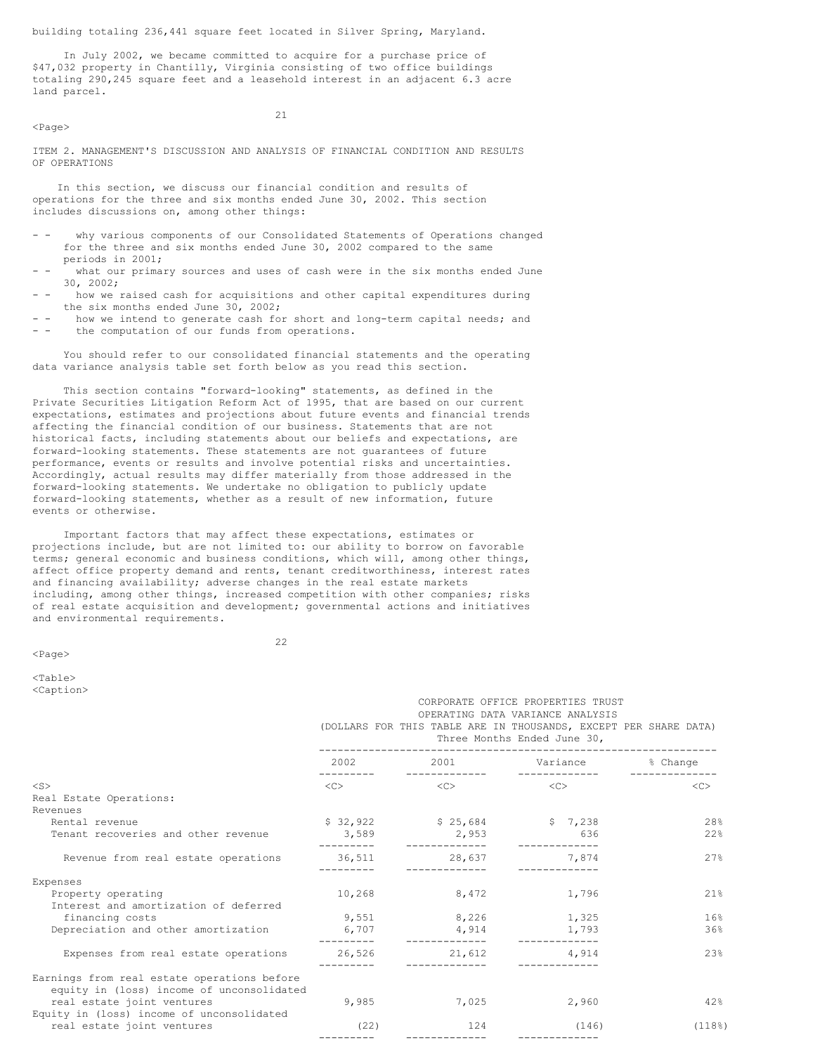building totaling 236,441 square feet located in Silver Spring, Maryland.

In July 2002, we became committed to acquire for a purchase price of $47,032 property in Chantilly, Virginia consisting of two office buildings totaling 290,245 square feet and a leasehold interest in an adjacent 6.3 acre land parcel.

## ITEM 2. MANAGEMENT'S DISCUSSION AND ANALYSIS OF FINANCIAL CONDITION AND RESULTS OF OPERATIONS

In this section, we discuss our financial condition and results of operations for the three and six months ended June 30, 2002. This section includes discussions on, among other things:

- why various components of our Consolidated Statements of Operations changed for the three and six months ended June 30, 2002 compared to the same periods in 2001;
- what our primary sources and uses of cash were in the six months ended June 30, 2002;
- how we raised cash for acquisitions and other capital expenditures during the six months ended June 30, 2002;
- how we intend to generate cash for short and long-term capital needs; and
- the computation of our funds from operations.

You should refer to our consolidated financial statements and the operating data variance analysis table set forth below as you read this section.

This section contains "forward-looking" statements, as defined in the Private Securities Litigation Reform Act of 1995, that are based on our current expectations, estimates and projections about future events and financial trends affecting the financial condition of our business. Statements that are not historical facts, including statements about our beliefs and expectations, are forward-looking statements. These statements are not guarantees of future performance, events or results and involve potential risks and uncertainties. Accordingly, actual results may differ materially from those addressed in the forward-looking statements. We undertake no obligation to publicly update forward-looking statements, whether as a result of new information, future events or otherwise.

Important factors that may affect these expectations, estimates or projections include, but are not limited to: our ability to borrow on favorable terms; general economic and business conditions, which will, among other things, affect office property demand and rents, tenant creditworthiness, interest rates and financing availability; adverse changes in the real estate markets including, among other things, increased competition with other companies; risks of real estate acquisition and development; governmental actions and initiatives and environmental requirements.

CORPORATE OFFICE PROPERTIES TRUST
OPERATING DATA VARIANCE ANALYSIS
(DOLLARS FOR THIS TABLE ARE IN THOUSANDS, EXCEPT PER SHARE DATA)

| | Three Months Ended June 30, | | | |
|---|---|---|---|---|
| | 2002 | 2001 | Variance | % Change |
| **Real Estate Operations:** | | | | |
| Revenues | | | | |
| Rental revenue | $ 32,922 | $ 25,684 | $ 7,238 | 28% |
| Tenant recoveries and other revenue | 3,589 | 2,953 | 636 | 22% |
| Revenue from real estate operations | 36,511 | 28,637 | 7,874 | 27% |
| Expenses | | | | |
| Property operating | 10,268 | 8,472 | 1,796 | 21% |
| Interest and amortization of deferred financing costs | 9,551 | 8,226 | 1,325 | 16% |
| Depreciation and other amortization | 6,707 | 4,914 | 1,793 | 36% |
| Expenses from real estate operations | 26,526 | 21,612 | 4,914 | 23% |
| Earnings from real estate operations before equity in (loss) income of unconsolidated real estate joint ventures | 9,985 | 7,025 | 2,960 | 42% |
| Equity in (loss) income of unconsolidated real estate joint ventures | (22) | 124 | (146) | (118%) |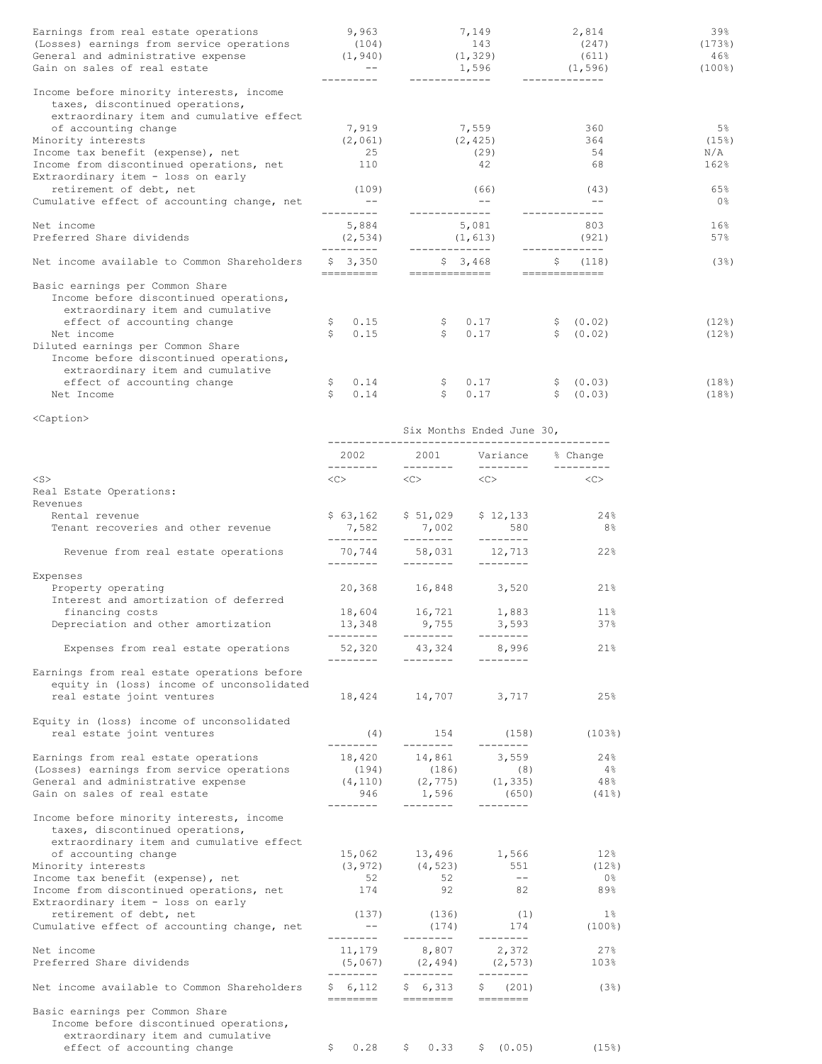| | | | | |
|---|---|---|---|---|
| Earnings from real estate operations | 9,963 | 7,149 | 2,814 | 39% |
| (Losses) earnings from service operations | (104) | 143 | (247) | (173%) |
| General and administrative expense | (1,940) | (1,329) | (611) | 46% |
| Gain on sales of real estate | -- | 1,596 | (1,596) | (100%) |
| Income before minority interests, income taxes, discontinued operations, extraordinary item and cumulative effect of accounting change | 7,919 | 7,559 | 360 | 5% |
| Minority interests | (2,061) | (2,425) | 364 | (15%) |
| Income tax benefit (expense), net | 25 | (29) | 54 | N/A |
| Income from discontinued operations, net | 110 | 42 | 68 | 162% |
| Extraordinary item - loss on early retirement of debt, net | (109) | (66) | (43) | 65% |
| Cumulative effect of accounting change, net | -- | -- | -- | 0% |
| Net income | 5,884 | 5,081 | 803 | 16% |
| Preferred Share dividends | (2,534) | (1,613) | (921) | 57% |
| Net income available to Common Shareholders | $ 3,350 | $ 3,468 | $ (118) | (3%) |
| Basic earnings per Common Share | | | | |
| Income before discontinued operations, extraordinary item and cumulative effect of accounting change | $ 0.15 | $ 0.17 | $ (0.02) | (12%) |
| Net income | $ 0.15 | $ 0.17 | $ (0.02) | (12%) |
| Diluted earnings per Common Share | | | | |
| Income before discontinued operations, extraordinary item and cumulative effect of accounting change | $ 0.14 | $ 0.17 | $ (0.03) | (18%) |
| Net Income | $ 0.14 | $ 0.17 | $ (0.03) | (18%) |

<Caption>

| | Six Months Ended June 30, | | | |
|---|---|---|---|---|
| | 2002 | 2001 | Variance | % Change |
| Real Estate Operations: | | | | |
| Revenues | | | | |
| Rental revenue | $ 63,162 | $ 51,029 | $ 12,133 | 24% |
| Tenant recoveries and other revenue | 7,582 | 7,002 | 580 | 8% |
| Revenue from real estate operations | 70,744 | 58,031 | 12,713 | 22% |
| Expenses | | | | |
| Property operating | 20,368 | 16,848 | 3,520 | 21% |
| Interest and amortization of deferred financing costs | 18,604 | 16,721 | 1,883 | 11% |
| Depreciation and other amortization | 13,348 | 9,755 | 3,593 | 37% |
| Expenses from real estate operations | 52,320 | 43,324 | 8,996 | 21% |
| Earnings from real estate operations before equity in (loss) income of unconsolidated real estate joint ventures | 18,424 | 14,707 | 3,717 | 25% |
| Equity in (loss) income of unconsolidated real estate joint ventures | (4) | 154 | (158) | (103%) |
| Earnings from real estate operations | 18,420 | 14,861 | 3,559 | 24% |
| (Losses) earnings from service operations | (194) | (186) | (8) | 4% |
| General and administrative expense | (4,110) | (2,775) | (1,335) | 48% |
| Gain on sales of real estate | 946 | 1,596 | (650) | (41%) |
| Income before minority interests, income taxes, discontinued operations, extraordinary item and cumulative effect of accounting change | 15,062 | 13,496 | 1,566 | 12% |
| Minority interests | (3,972) | (4,523) | 551 | (12%) |
| Income tax benefit (expense), net | 52 | 52 | -- | 0% |
| Income from discontinued operations, net | 174 | 92 | 82 | 89% |
| Extraordinary item - loss on early retirement of debt, net | (137) | (136) | (1) | 1% |
| Cumulative effect of accounting change, net | -- | (174) | 174 | (100%) |
| Net income | 11,179 | 8,807 | 2,372 | 27% |
| Preferred Share dividends | (5,067) | (2,494) | (2,573) | 103% |
| Net income available to Common Shareholders | $ 6,112 | $ 6,313 | $ (201) | (3%) |
| Basic earnings per Common Share | | | | |
| Income before discontinued operations, extraordinary item and cumulative effect of accounting change | $ 0.28 | $ 0.33 | $ (0.05) | (15%) |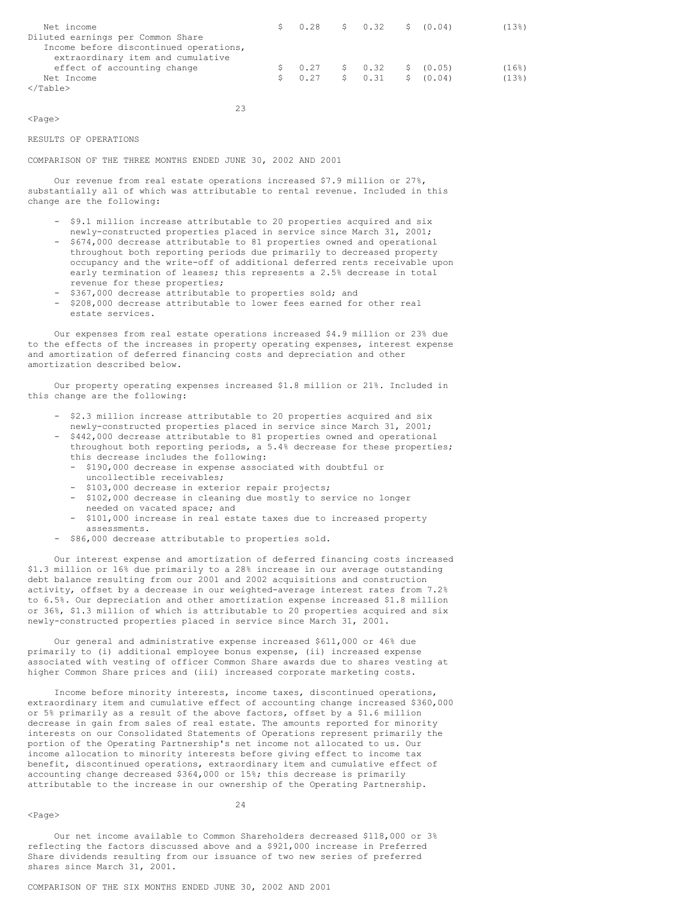| | | | | |
|---|---|---|---|---|
| Net income | $ 0.28 | $ 0.32 | $ (0.04) | (13%) |
| Diluted earnings per Common Share | | | | |
| Income before discontinued operations, extraordinary item and cumulative effect of accounting change | $ 0.27 | $ 0.32 | $ (0.05) | (16%) |
| Net Income | $ 0.27 | $ 0.31 | $ (0.04) | (13%) |

## RESULTS OF OPERATIONS

### COMPARISON OF THE THREE MONTHS ENDED JUNE 30, 2002 AND 2001

Our revenue from real estate operations increased $7.9 million or 27%, substantially all of which was attributable to rental revenue. Included in this change are the following:

- $9.1 million increase attributable to 20 properties acquired and six newly-constructed properties placed in service since March 31, 2001;
- $674,000 decrease attributable to 81 properties owned and operational throughout both reporting periods due primarily to decreased property occupancy and the write-off of additional deferred rents receivable upon early termination of leases; this represents a 2.5% decrease in total revenue for these properties;
- $367,000 decrease attributable to properties sold; and
- $208,000 decrease attributable to lower fees earned for other real estate services.

Our expenses from real estate operations increased $4.9 million or 23% due to the effects of the increases in property operating expenses, interest expense and amortization of deferred financing costs and depreciation and other amortization described below.

Our property operating expenses increased $1.8 million or 21%. Included in this change are the following:

- $2.3 million increase attributable to 20 properties acquired and six newly-constructed properties placed in service since March 31, 2001;
- $442,000 decrease attributable to 81 properties owned and operational throughout both reporting periods, a 5.4% decrease for these properties; this decrease includes the following:
  - $190,000 decrease in expense associated with doubtful or uncollectible receivables;
  - $103,000 decrease in exterior repair projects;
  - $102,000 decrease in cleaning due mostly to service no longer needed on vacated space; and
  - $101,000 increase in real estate taxes due to increased property assessments.
- $86,000 decrease attributable to properties sold.

Our interest expense and amortization of deferred financing costs increased $1.3 million or 16% due primarily to a 28% increase in our average outstanding debt balance resulting from our 2001 and 2002 acquisitions and construction activity, offset by a decrease in our weighted-average interest rates from 7.2% to 6.5%. Our depreciation and other amortization expense increased $1.8 million or 36%, $1.3 million of which is attributable to 20 properties acquired and six newly-constructed properties placed in service since March 31, 2001.

Our general and administrative expense increased $611,000 or 46% due primarily to (i) additional employee bonus expense, (ii) increased expense associated with vesting of officer Common Share awards due to shares vesting at higher Common Share prices and (iii) increased corporate marketing costs.

Income before minority interests, income taxes, discontinued operations, extraordinary item and cumulative effect of accounting change increased $360,000 or 5% primarily as a result of the above factors, offset by a $1.6 million decrease in gain from sales of real estate. The amounts reported for minority interests on our Consolidated Statements of Operations represent primarily the portion of the Operating Partnership's net income not allocated to us. Our income allocation to minority interests before giving effect to income tax benefit, discontinued operations, extraordinary item and cumulative effect of accounting change decreased $364,000 or 15%; this decrease is primarily attributable to the increase in our ownership of the Operating Partnership.

Our net income available to Common Shareholders decreased $118,000 or 3% reflecting the factors discussed above and a $921,000 increase in Preferred Share dividends resulting from our issuance of two new series of preferred shares since March 31, 2001.

### COMPARISON OF THE SIX MONTHS ENDED JUNE 30, 2002 AND 2001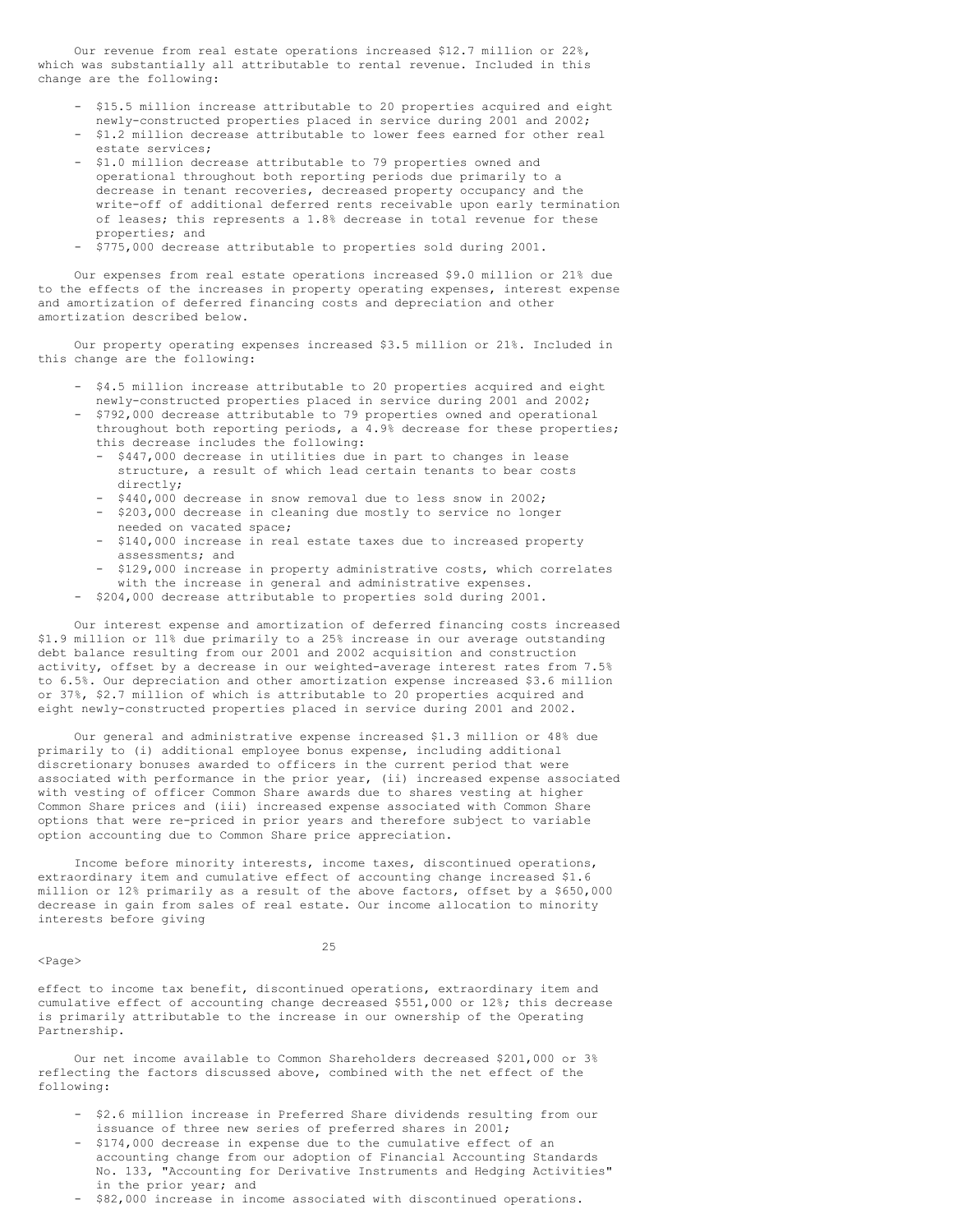Our revenue from real estate operations increased $12.7 million or 22%, which was substantially all attributable to rental revenue. Included in this change are the following:

- $15.5 million increase attributable to 20 properties acquired and eight newly-constructed properties placed in service during 2001 and 2002;
- $1.2 million decrease attributable to lower fees earned for other real estate services;
- $1.0 million decrease attributable to 79 properties owned and operational throughout both reporting periods due primarily to a decrease in tenant recoveries, decreased property occupancy and the write-off of additional deferred rents receivable upon early termination of leases; this represents a 1.8% decrease in total revenue for these properties; and
- $775,000 decrease attributable to properties sold during 2001.

Our expenses from real estate operations increased $9.0 million or 21% due to the effects of the increases in property operating expenses, interest expense and amortization of deferred financing costs and depreciation and other amortization described below.

Our property operating expenses increased $3.5 million or 21%. Included in this change are the following:

- $4.5 million increase attributable to 20 properties acquired and eight newly-constructed properties placed in service during 2001 and 2002;
- $792,000 decrease attributable to 79 properties owned and operational throughout both reporting periods, a 4.9% decrease for these properties; this decrease includes the following:
  - $447,000 decrease in utilities due in part to changes in lease structure, a result of which lead certain tenants to bear costs directly;
  - $440,000 decrease in snow removal due to less snow in 2002;
  - $203,000 decrease in cleaning due mostly to service no longer needed on vacated space;
  - $140,000 increase in real estate taxes due to increased property assessments; and
  - $129,000 increase in property administrative costs, which correlates with the increase in general and administrative expenses.
- $204,000 decrease attributable to properties sold during 2001.

Our interest expense and amortization of deferred financing costs increased $1.9 million or 11% due primarily to a 25% increase in our average outstanding debt balance resulting from our 2001 and 2002 acquisition and construction activity, offset by a decrease in our weighted-average interest rates from 7.5% to 6.5%. Our depreciation and other amortization expense increased $3.6 million or 37%, $2.7 million of which is attributable to 20 properties acquired and eight newly-constructed properties placed in service during 2001 and 2002.

Our general and administrative expense increased $1.3 million or 48% due primarily to (i) additional employee bonus expense, including additional discretionary bonuses awarded to officers in the current period that were associated with performance in the prior year, (ii) increased expense associated with vesting of officer Common Share awards due to shares vesting at higher Common Share prices and (iii) increased expense associated with Common Share options that were re-priced in prior years and therefore subject to variable option accounting due to Common Share price appreciation.

Income before minority interests, income taxes, discontinued operations, extraordinary item and cumulative effect of accounting change increased $1.6 million or 12% primarily as a result of the above factors, offset by a $650,000 decrease in gain from sales of real estate. Our income allocation to minority interests before giving effect to income tax benefit, discontinued operations, extraordinary item and cumulative effect of accounting change decreased $551,000 or 12%; this decrease is primarily attributable to the increase in our ownership of the Operating Partnership.

Our net income available to Common Shareholders decreased $201,000 or 3% reflecting the factors discussed above, combined with the net effect of the following:

- $2.6 million increase in Preferred Share dividends resulting from our issuance of three new series of preferred shares in 2001;
- $174,000 decrease in expense due to the cumulative effect of an accounting change from our adoption of Financial Accounting Standards No. 133, "Accounting for Derivative Instruments and Hedging Activities" in the prior year; and
- $82,000 increase in income associated with discontinued operations.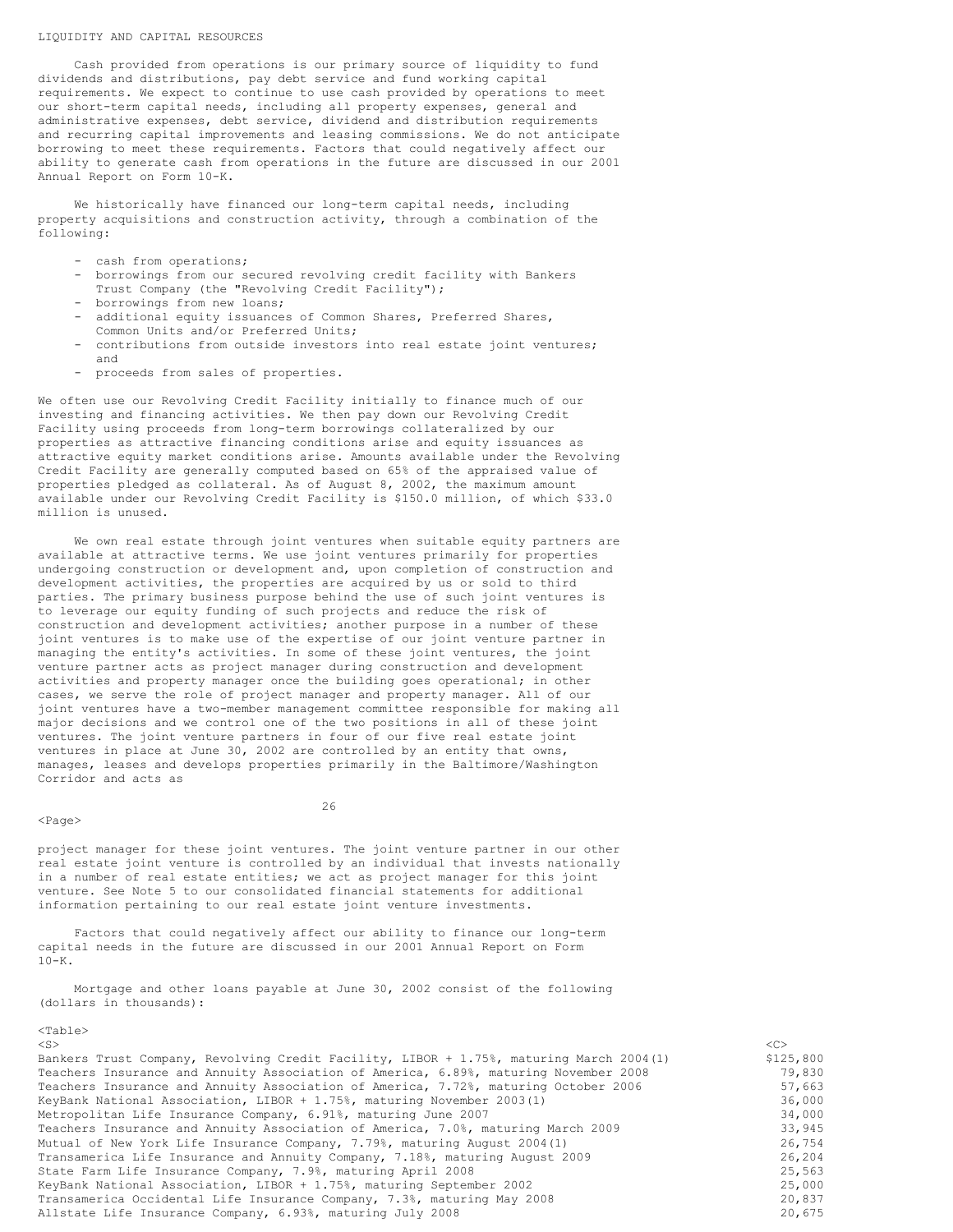LIQUIDITY AND CAPITAL RESOURCES

Cash provided from operations is our primary source of liquidity to fund dividends and distributions, pay debt service and fund working capital requirements. We expect to continue to use cash provided by operations to meet our short-term capital needs, including all property expenses, general and administrative expenses, debt service, dividend and distribution requirements and recurring capital improvements and leasing commissions. We do not anticipate borrowing to meet these requirements. Factors that could negatively affect our ability to generate cash from operations in the future are discussed in our 2001 Annual Report on Form 10-K.

We historically have financed our long-term capital needs, including property acquisitions and construction activity, through a combination of the following:

- cash from operations;
- borrowings from our secured revolving credit facility with Bankers Trust Company (the "Revolving Credit Facility");
- borrowings from new loans;
- additional equity issuances of Common Shares, Preferred Shares, Common Units and/or Preferred Units;
- contributions from outside investors into real estate joint ventures; and
- proceeds from sales of properties.

We often use our Revolving Credit Facility initially to finance much of our investing and financing activities. We then pay down our Revolving Credit Facility using proceeds from long-term borrowings collateralized by our properties as attractive financing conditions arise and equity issuances as attractive equity market conditions arise. Amounts available under the Revolving Credit Facility are generally computed based on 65% of the appraised value of properties pledged as collateral. As of August 8, 2002, the maximum amount available under our Revolving Credit Facility is $150.0 million, of which $33.0 million is unused.

We own real estate through joint ventures when suitable equity partners are available at attractive terms. We use joint ventures primarily for properties undergoing construction or development and, upon completion of construction and development activities, the properties are acquired by us or sold to third parties. The primary business purpose behind the use of such joint ventures is to leverage our equity funding of such projects and reduce the risk of construction and development activities; another purpose in a number of these joint ventures is to make use of the expertise of our joint venture partner in managing the entity's activities. In some of these joint ventures, the joint venture partner acts as project manager during construction and development activities and property manager once the building goes operational; in other cases, we serve the role of project manager and property manager. All of our joint ventures have a two-member management committee responsible for making all major decisions and we control one of the two positions in all of these joint ventures. The joint venture partners in four of our five real estate joint ventures in place at June 30, 2002 are controlled by an entity that owns, manages, leases and develops properties primarily in the Baltimore/Washington Corridor and acts as project manager for these joint ventures. The joint venture partner in our other real estate joint venture is controlled by an individual that invests nationally in a number of real estate entities; we act as project manager for this joint venture. See Note 5 to our consolidated financial statements for additional information pertaining to our real estate joint venture investments.

Factors that could negatively affect our ability to finance our long-term capital needs in the future are discussed in our 2001 Annual Report on Form 10-K.

Mortgage and other loans payable at June 30, 2002 consist of the following (dollars in thousands):

| | |
|---|---|
| Bankers Trust Company, Revolving Credit Facility, LIBOR + 1.75%, maturing March 2004(1) | $125,800 |
| Teachers Insurance and Annuity Association of America, 6.89%, maturing November 2008 | 79,830 |
| Teachers Insurance and Annuity Association of America, 7.72%, maturing October 2006 | 57,663 |
| KeyBank National Association, LIBOR + 1.75%, maturing November 2003(1) | 36,000 |
| Metropolitan Life Insurance Company, 6.91%, maturing June 2007 | 34,000 |
| Teachers Insurance and Annuity Association of America, 7.0%, maturing March 2009 | 33,945 |
| Mutual of New York Life Insurance Company, 7.79%, maturing August 2004(1) | 26,754 |
| Transamerica Life Insurance and Annuity Company, 7.18%, maturing August 2009 | 26,204 |
| State Farm Life Insurance Company, 7.9%, maturing April 2008 | 25,563 |
| KeyBank National Association, LIBOR + 1.75%, maturing September 2002 | 25,000 |
| Transamerica Occidental Life Insurance Company, 7.3%, maturing May 2008 | 20,837 |
| Allstate Life Insurance Company, 6.93%, maturing July 2008 | 20,675 |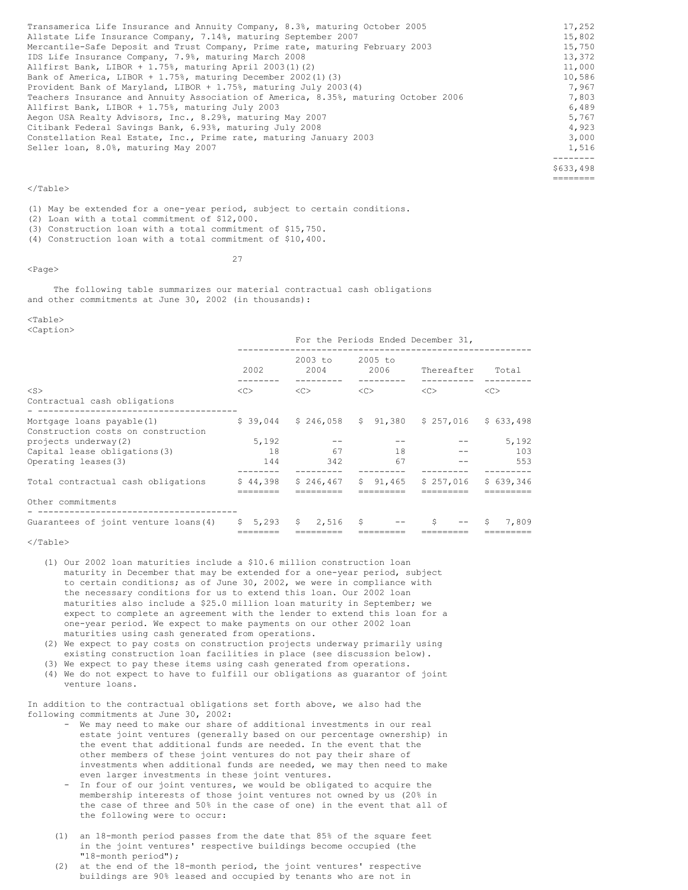| | |
|---|---|
| Transamerica Life Insurance and Annuity Company, 8.3%, maturing October 2005 | 17,252 |
| Allstate Life Insurance Company, 7.14%, maturing September 2007 | 15,802 |
| Mercantile-Safe Deposit and Trust Company, Prime rate, maturing February 2003 | 15,750 |
| IDS Life Insurance Company, 7.9%, maturing March 2008 | 13,372 |
| Allfirst Bank, LIBOR + 1.75%, maturing April 2003(1)(2) | 11,000 |
| Bank of America, LIBOR + 1.75%, maturing December 2002(1)(3) | 10,586 |
| Provident Bank of Maryland, LIBOR + 1.75%, maturing July 2003(4) | 7,967 |
| Teachers Insurance and Annuity Association of America, 8.35%, maturing October 2006 | 7,803 |
| Allfirst Bank, LIBOR + 1.75%, maturing July 2003 | 6,489 |
| Aegon USA Realty Advisors, Inc., 8.29%, maturing May 2007 | 5,767 |
| Citibank Federal Savings Bank, 6.93%, maturing July 2008 | 4,923 |
| Constellation Real Estate, Inc., Prime rate, maturing January 2003 | 3,000 |
| Seller loan, 8.0%, maturing May 2007 | 1,516 |
| | $633,498 |

(1) May be extended for a one-year period, subject to certain conditions.
(2) Loan with a total commitment of $12,000.
(3) Construction loan with a total commitment of $15,750.
(4) Construction loan with a total commitment of $10,400.

The following table summarizes our material contractual cash obligations and other commitments at June 30, 2002 (in thousands):

| | For the Periods Ended December 31, | | | | |
|---|---|---|---|---|---|
| | 2002 | 2003 to 2004 | 2005 to 2006 | Thereafter | Total |
| **Contractual cash obligations** | | | | | |
| Mortgage loans payable(1) | $ 39,044 | $ 246,058 | $ 91,380 | $ 257,016 | $ 633,498 |
| Construction costs on construction projects underway(2) | 5,192 | -- | -- | -- | 5,192 |
| Capital lease obligations(3) | 18 | 67 | 18 | -- | 103 |
| Operating leases(3) | 144 | 342 | 67 | -- | 553 |
| Total contractual cash obligations | $ 44,398 | $ 246,467 | $ 91,465 | $ 257,016 | $ 639,346 |
| **Other commitments** | | | | | |
| Guarantees of joint venture loans(4) | $ 5,293 | $ 2,516 | $ -- | $ -- | $ 7,809 |

(1) Our 2002 loan maturities include a $10.6 million construction loan maturity in December that may be extended for a one-year period, subject to certain conditions; as of June 30, 2002, we were in compliance with the necessary conditions for us to extend this loan. Our 2002 loan maturities also include a $25.0 million loan maturity in September; we expect to complete an agreement with the lender to extend this loan for a one-year period. We expect to make payments on our other 2002 loan maturities using cash generated from operations.
(2) We expect to pay costs on construction projects underway primarily using existing construction loan facilities in place (see discussion below).
(3) We expect to pay these items using cash generated from operations.
(4) We do not expect to have to fulfill our obligations as guarantor of joint venture loans.

In addition to the contractual obligations set forth above, we also had the following commitments at June 30, 2002:

- We may need to make our share of additional investments in our real estate joint ventures (generally based on our percentage ownership) in the event that additional funds are needed. In the event that the other members of these joint ventures do not pay their share of investments when additional funds are needed, we may then need to make even larger investments in these joint ventures.
- In four of our joint ventures, we would be obligated to acquire the membership interests of those joint ventures not owned by us (20% in the case of three and 50% in the case of one) in the event that all of the following were to occur:

(1) an 18-month period passes from the date that 85% of the square feet in the joint ventures' respective buildings become occupied (the "18-month period");
(2) at the end of the 18-month period, the joint ventures' respective buildings are 90% leased and occupied by tenants who are not in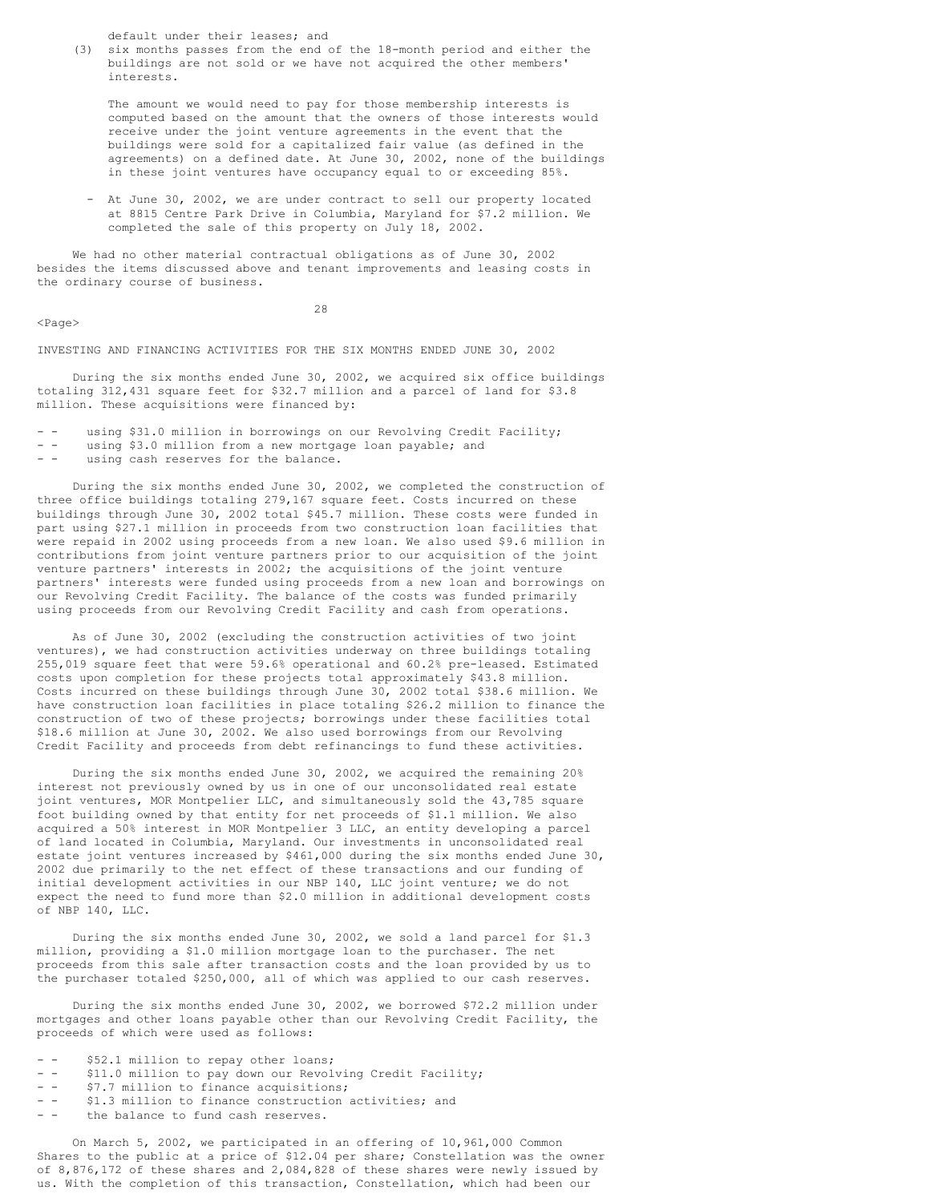default under their leases; and

(3) six months passes from the end of the 18-month period and either the buildings are not sold or we have not acquired the other members' interests.

The amount we would need to pay for those membership interests is computed based on the amount that the owners of those interests would receive under the joint venture agreements in the event that the buildings were sold for a capitalized fair value (as defined in the agreements) on a defined date. At June 30, 2002, none of the buildings in these joint ventures have occupancy equal to or exceeding 85%.

- At June 30, 2002, we are under contract to sell our property located at 8815 Centre Park Drive in Columbia, Maryland for $7.2 million. We completed the sale of this property on July 18, 2002.

We had no other material contractual obligations as of June 30, 2002 besides the items discussed above and tenant improvements and leasing costs in the ordinary course of business.

INVESTING AND FINANCING ACTIVITIES FOR THE SIX MONTHS ENDED JUNE 30, 2002

During the six months ended June 30, 2002, we acquired six office buildings totaling 312,431 square feet for $32.7 million and a parcel of land for $3.8 million. These acquisitions were financed by:

- using $31.0 million in borrowings on our Revolving Credit Facility;
- using $3.0 million from a new mortgage loan payable; and
- using cash reserves for the balance.

During the six months ended June 30, 2002, we completed the construction of three office buildings totaling 279,167 square feet. Costs incurred on these buildings through June 30, 2002 total $45.7 million. These costs were funded in part using $27.1 million in proceeds from two construction loan facilities that were repaid in 2002 using proceeds from a new loan. We also used $9.6 million in contributions from joint venture partners prior to our acquisition of the joint venture partners' interests in 2002; the acquisitions of the joint venture partners' interests were funded using proceeds from a new loan and borrowings on our Revolving Credit Facility. The balance of the costs was funded primarily using proceeds from our Revolving Credit Facility and cash from operations.

As of June 30, 2002 (excluding the construction activities of two joint ventures), we had construction activities underway on three buildings totaling 255,019 square feet that were 59.6% operational and 60.2% pre-leased. Estimated costs upon completion for these projects total approximately $43.8 million. Costs incurred on these buildings through June 30, 2002 total $38.6 million. We have construction loan facilities in place totaling $26.2 million to finance the construction of two of these projects; borrowings under these facilities total $18.6 million at June 30, 2002. We also used borrowings from our Revolving Credit Facility and proceeds from debt refinancings to fund these activities.

During the six months ended June 30, 2002, we acquired the remaining 20% interest not previously owned by us in one of our unconsolidated real estate joint ventures, MOR Montpelier LLC, and simultaneously sold the 43,785 square foot building owned by that entity for net proceeds of $1.1 million. We also acquired a 50% interest in MOR Montpelier 3 LLC, an entity developing a parcel of land located in Columbia, Maryland. Our investments in unconsolidated real estate joint ventures increased by $461,000 during the six months ended June 30, 2002 due primarily to the net effect of these transactions and our funding of initial development activities in our NBP 140, LLC joint venture; we do not expect the need to fund more than $2.0 million in additional development costs of NBP 140, LLC.

During the six months ended June 30, 2002, we sold a land parcel for $1.3 million, providing a $1.0 million mortgage loan to the purchaser. The net proceeds from this sale after transaction costs and the loan provided by us to the purchaser totaled $250,000, all of which was applied to our cash reserves.

During the six months ended June 30, 2002, we borrowed $72.2 million under mortgages and other loans payable other than our Revolving Credit Facility, the proceeds of which were used as follows:

- $52.1 million to repay other loans;
- $11.0 million to pay down our Revolving Credit Facility;
- $7.7 million to finance acquisitions;
- $1.3 million to finance construction activities; and
- the balance to fund cash reserves.

On March 5, 2002, we participated in an offering of 10,961,000 Common Shares to the public at a price of $12.04 per share; Constellation was the owner of 8,876,172 of these shares and 2,084,828 of these shares were newly issued by us. With the completion of this transaction, Constellation, which had been our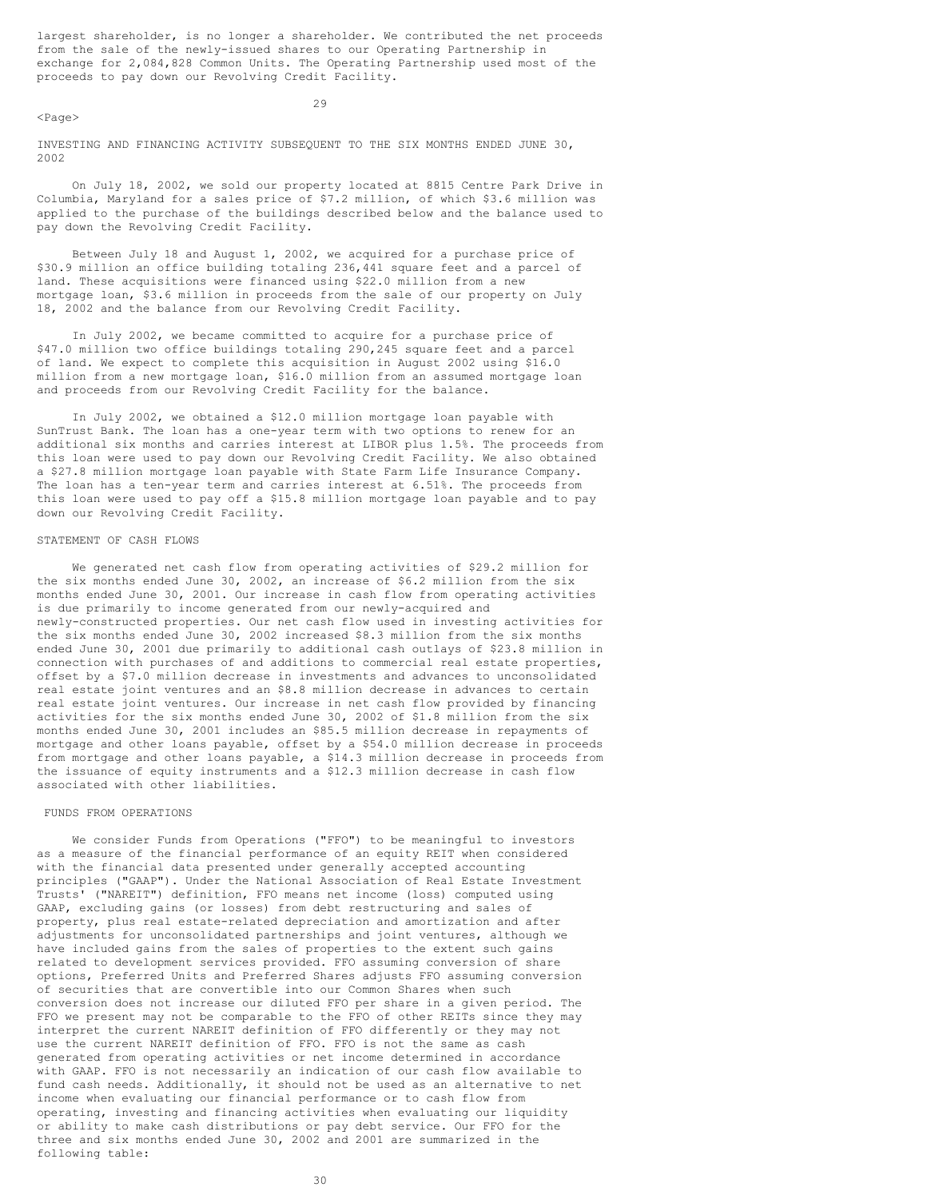largest shareholder, is no longer a shareholder. We contributed the net proceeds from the sale of the newly-issued shares to our Operating Partnership in exchange for 2,084,828 Common Units. The Operating Partnership used most of the proceeds to pay down our Revolving Credit Facility.

INVESTING AND FINANCING ACTIVITY SUBSEQUENT TO THE SIX MONTHS ENDED JUNE 30, 2002

On July 18, 2002, we sold our property located at 8815 Centre Park Drive in Columbia, Maryland for a sales price of $7.2 million, of which $3.6 million was applied to the purchase of the buildings described below and the balance used to pay down the Revolving Credit Facility.

Between July 18 and August 1, 2002, we acquired for a purchase price of $30.9 million an office building totaling 236,441 square feet and a parcel of land. These acquisitions were financed using $22.0 million from a new mortgage loan, $3.6 million in proceeds from the sale of our property on July 18, 2002 and the balance from our Revolving Credit Facility.

In July 2002, we became committed to acquire for a purchase price of $47.0 million two office buildings totaling 290,245 square feet and a parcel of land. We expect to complete this acquisition in August 2002 using $16.0 million from a new mortgage loan, $16.0 million from an assumed mortgage loan and proceeds from our Revolving Credit Facility for the balance.

In July 2002, we obtained a $12.0 million mortgage loan payable with SunTrust Bank. The loan has a one-year term with two options to renew for an additional six months and carries interest at LIBOR plus 1.5%. The proceeds from this loan were used to pay down our Revolving Credit Facility. We also obtained a $27.8 million mortgage loan payable with State Farm Life Insurance Company. The loan has a ten-year term and carries interest at 6.51%. The proceeds from this loan were used to pay off a $15.8 million mortgage loan payable and to pay down our Revolving Credit Facility.

STATEMENT OF CASH FLOWS

We generated net cash flow from operating activities of $29.2 million for the six months ended June 30, 2002, an increase of $6.2 million from the six months ended June 30, 2001. Our increase in cash flow from operating activities is due primarily to income generated from our newly-acquired and newly-constructed properties. Our net cash flow used in investing activities for the six months ended June 30, 2002 increased $8.3 million from the six months ended June 30, 2001 due primarily to additional cash outlays of $23.8 million in connection with purchases of and additions to commercial real estate properties, offset by a $7.0 million decrease in investments and advances to unconsolidated real estate joint ventures and an $8.8 million decrease in advances to certain real estate joint ventures. Our increase in net cash flow provided by financing activities for the six months ended June 30, 2002 of $1.8 million from the six months ended June 30, 2001 includes an $85.5 million decrease in repayments of mortgage and other loans payable, offset by a $54.0 million decrease in proceeds from mortgage and other loans payable, a $14.3 million decrease in proceeds from the issuance of equity instruments and a $12.3 million decrease in cash flow associated with other liabilities.

FUNDS FROM OPERATIONS

We consider Funds from Operations ("FFO") to be meaningful to investors as a measure of the financial performance of an equity REIT when considered with the financial data presented under generally accepted accounting principles ("GAAP"). Under the National Association of Real Estate Investment Trusts' ("NAREIT") definition, FFO means net income (loss) computed using GAAP, excluding gains (or losses) from debt restructuring and sales of property, plus real estate-related depreciation and amortization and after adjustments for unconsolidated partnerships and joint ventures, although we have included gains from the sales of properties to the extent such gains related to development services provided. FFO assuming conversion of share options, Preferred Units and Preferred Shares adjusts FFO assuming conversion of securities that are convertible into our Common Shares when such conversion does not increase our diluted FFO per share in a given period. The FFO we present may not be comparable to the FFO of other REITs since they may interpret the current NAREIT definition of FFO differently or they may not use the current NAREIT definition of FFO. FFO is not the same as cash generated from operating activities or net income determined in accordance with GAAP. FFO is not necessarily an indication of our cash flow available to fund cash needs. Additionally, it should not be used as an alternative to net income when evaluating our financial performance or to cash flow from operating, investing and financing activities when evaluating our liquidity or ability to make cash distributions or pay debt service. Our FFO for the three and six months ended June 30, 2002 and 2001 are summarized in the following table: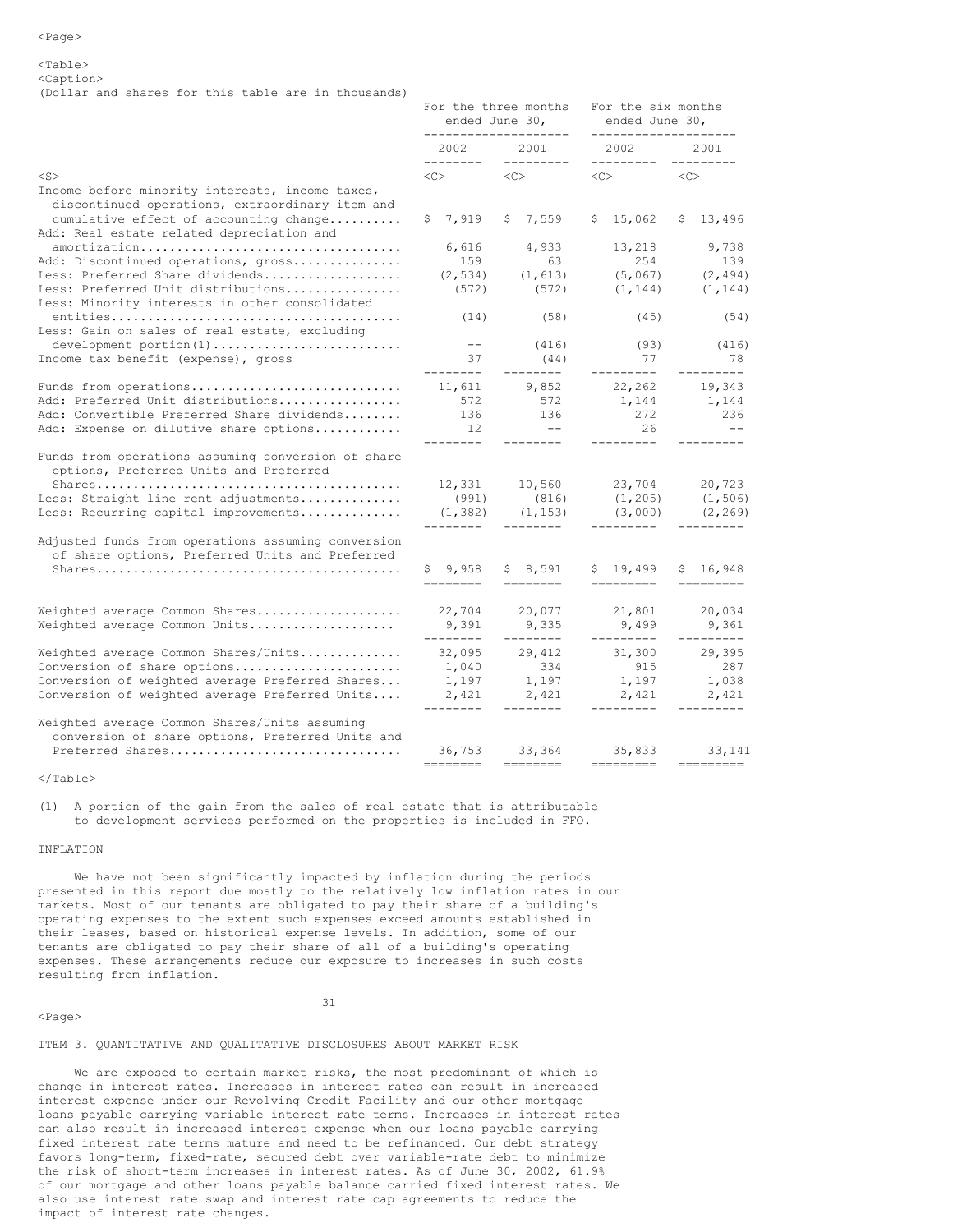(Dollar and shares for this table are in thousands)

| | For the three months ended June 30, | | For the six months ended June 30, | |
|---|---|---|---|---|
| | 2002 | 2001 | 2002 | 2001 |
| Income before minority interests, income taxes, discontinued operations, extraordinary item and cumulative effect of accounting change | $ 7,919 | $ 7,559 | $ 15,062 | $ 13,496 |
| Add: Real estate related depreciation and amortization | 6,616 | 4,933 | 13,218 | 9,738 |
| Add: Discontinued operations, gross | 159 | 63 | 254 | 139 |
| Less: Preferred Share dividends | (2,534) | (1,613) | (5,067) | (2,494) |
| Less: Preferred Unit distributions | (572) | (572) | (1,144) | (1,144) |
| Less: Minority interests in other consolidated entities | (14) | (58) | (45) | (54) |
| Less: Gain on sales of real estate, excluding development portion(1) | -- | (416) | (93) | (416) |
| Income tax benefit (expense), gross | 37 | (44) | 77 | 78 |
| Funds from operations | 11,611 | 9,852 | 22,262 | 19,343 |
| Add: Preferred Unit distributions | 572 | 572 | 1,144 | 1,144 |
| Add: Convertible Preferred Share dividends | 136 | 136 | 272 | 236 |
| Add: Expense on dilutive share options | 12 | -- | 26 | -- |
| Funds from operations assuming conversion of share options, Preferred Units and Preferred Shares | 12,331 | 10,560 | 23,704 | 20,723 |
| Less: Straight line rent adjustments | (991) | (816) | (1,205) | (1,506) |
| Less: Recurring capital improvements | (1,382) | (1,153) | (3,000) | (2,269) |
| Adjusted funds from operations assuming conversion of share options, Preferred Units and Preferred Shares | $ 9,958 | $ 8,591 | $ 19,499 | $ 16,948 |
| Weighted average Common Shares | 22,704 | 20,077 | 21,801 | 20,034 |
| Weighted average Common Units | 9,391 | 9,335 | 9,499 | 9,361 |
| Weighted average Common Shares/Units | 32,095 | 29,412 | 31,300 | 29,395 |
| Conversion of share options | 1,040 | 334 | 915 | 287 |
| Conversion of weighted average Preferred Shares | 1,197 | 1,197 | 1,197 | 1,038 |
| Conversion of weighted average Preferred Units | 2,421 | 2,421 | 2,421 | 2,421 |
| Weighted average Common Shares/Units assuming conversion of share options, Preferred Units and Preferred Shares | 36,753 | 33,364 | 35,833 | 33,141 |

(1) A portion of the gain from the sales of real estate that is attributable to development services performed on the properties is included in FFO.

INFLATION

We have not been significantly impacted by inflation during the periods presented in this report due mostly to the relatively low inflation rates in our markets. Most of our tenants are obligated to pay their share of a building's operating expenses to the extent such expenses exceed amounts established in their leases, based on historical expense levels. In addition, some of our tenants are obligated to pay their share of all of a building's operating expenses. These arrangements reduce our exposure to increases in such costs resulting from inflation.

ITEM 3. QUANTITATIVE AND QUALITATIVE DISCLOSURES ABOUT MARKET RISK

We are exposed to certain market risks, the most predominant of which is change in interest rates. Increases in interest rates can result in increased interest expense under our Revolving Credit Facility and our other mortgage loans payable carrying variable interest rate terms. Increases in interest rates can also result in increased interest expense when our loans payable carrying fixed interest rate terms mature and need to be refinanced. Our debt strategy favors long-term, fixed-rate, secured debt over variable-rate debt to minimize the risk of short-term increases in interest rates. As of June 30, 2002, 61.9% of our mortgage and other loans payable balance carried fixed interest rates. We also use interest rate swap and interest rate cap agreements to reduce the impact of interest rate changes.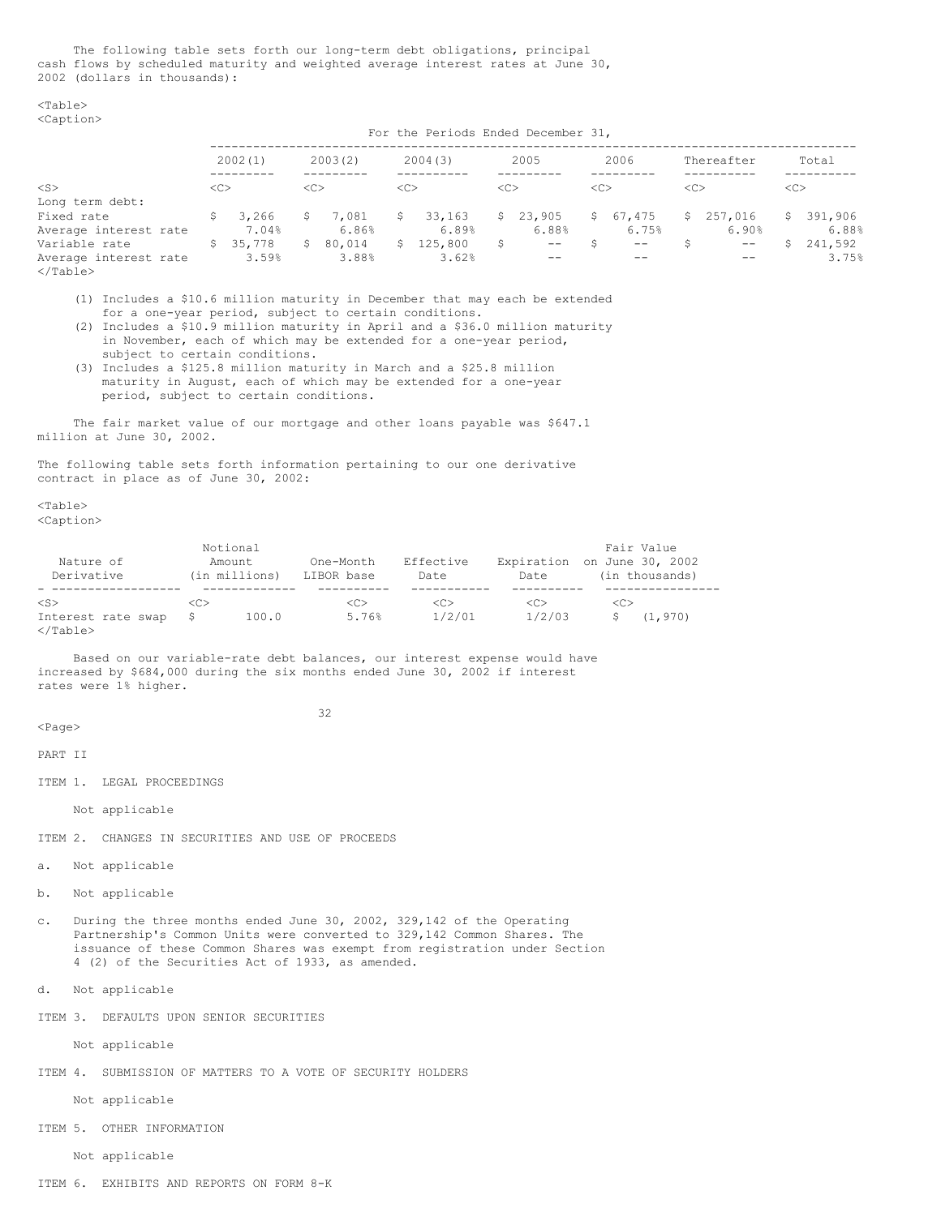The following table sets forth our long-term debt obligations, principal cash flows by scheduled maturity and weighted average interest rates at June 30, 2002 (dollars in thousands):

| | For the Periods Ended December 31, | | | | | | |
|---|---|---|---|---|---|---|---|
| | 2002(1) | 2003(2) | 2004(3) | 2005 | 2006 | Thereafter | Total |
| Long term debt: | | | | | | | |
| Fixed rate | $ 3,266 | $ 7,081 | $ 33,163 | $ 23,905 | $ 67,475 | $ 257,016 | $ 391,906 |
| Average interest rate | 7.04% | 6.86% | 6.89% | 6.88% | 6.75% | 6.90% | 6.88% |
| Variable rate | $ 35,778 | $ 80,014 | $ 125,800 | $ -- | $ -- | $ -- | $ 241,592 |
| Average interest rate | 3.59% | 3.88% | 3.62% | -- | -- | -- | 3.75% |

(1) Includes a $10.6 million maturity in December that may each be extended for a one-year period, subject to certain conditions.

(2) Includes a $10.9 million maturity in April and a $36.0 million maturity in November, each of which may be extended for a one-year period, subject to certain conditions.

(3) Includes a $125.8 million maturity in March and a $25.8 million maturity in August, each of which may be extended for a one-year period, subject to certain conditions.

The fair market value of our mortgage and other loans payable was $647.1 million at June 30, 2002.

The following table sets forth information pertaining to our one derivative contract in place as of June 30, 2002:

| Nature of Derivative | Notional Amount (in millions) | One-Month LIBOR base | Effective Date | Expiration Date | Fair Value on June 30, 2002 (in thousands) |
|---|---|---|---|---|---|
| Interest rate swap | $ 100.0 | 5.76% | 1/2/01 | 1/2/03 | $ (1,970) |

Based on our variable-rate debt balances, our interest expense would have increased by $684,000 during the six months ended June 30, 2002 if interest rates were 1% higher.

PART II

ITEM 1. LEGAL PROCEEDINGS

Not applicable

ITEM 2. CHANGES IN SECURITIES AND USE OF PROCEEDS

a. Not applicable

b. Not applicable

c. During the three months ended June 30, 2002, 329,142 of the Operating Partnership's Common Units were converted to 329,142 Common Shares. The issuance of these Common Shares was exempt from registration under Section 4 (2) of the Securities Act of 1933, as amended.

d. Not applicable

ITEM 3. DEFAULTS UPON SENIOR SECURITIES

Not applicable

ITEM 4. SUBMISSION OF MATTERS TO A VOTE OF SECURITY HOLDERS

Not applicable

ITEM 5. OTHER INFORMATION

Not applicable

ITEM 6. EXHIBITS AND REPORTS ON FORM 8-K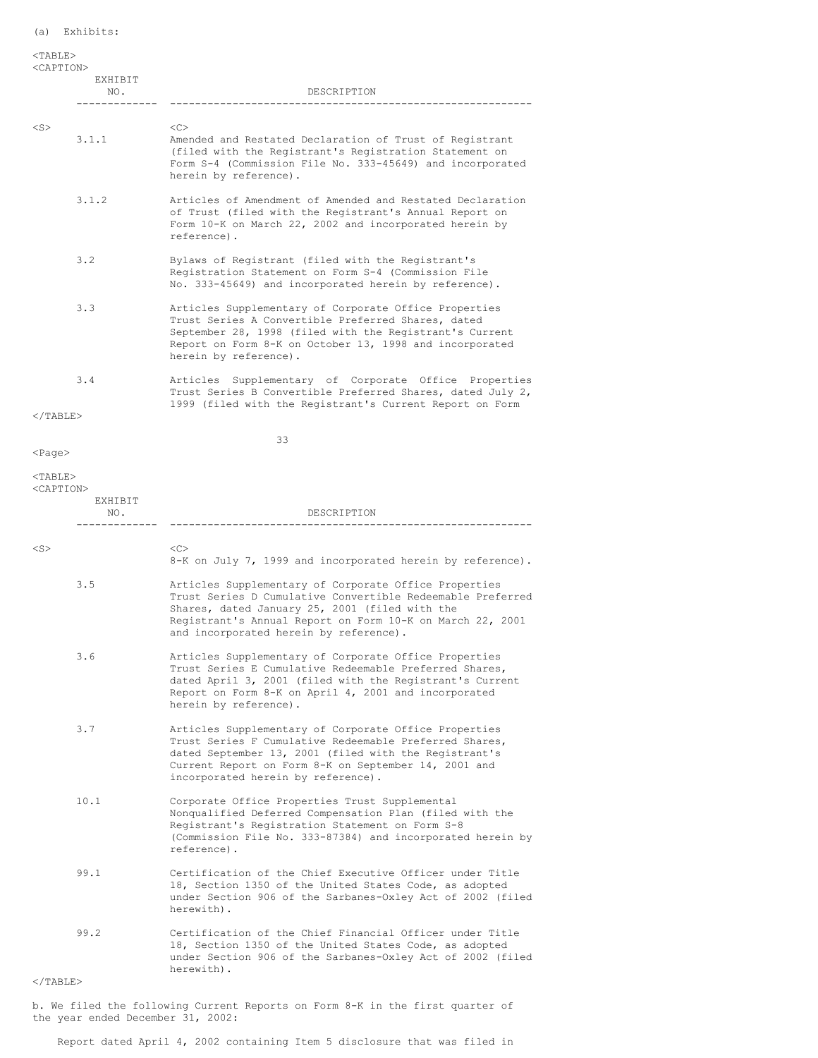(a) Exhibits:

| EXHIBIT NO. | DESCRIPTION |
|---|---|
| 3.1.1 | Amended and Restated Declaration of Trust of Registrant (filed with the Registrant's Registration Statement on Form S-4 (Commission File No. 333-45649) and incorporated herein by reference). |
| 3.1.2 | Articles of Amendment of Amended and Restated Declaration of Trust (filed with the Registrant's Annual Report on Form 10-K on March 22, 2002 and incorporated herein by reference). |
| 3.2 | Bylaws of Registrant (filed with the Registrant's Registration Statement on Form S-4 (Commission File No. 333-45649) and incorporated herein by reference). |
| 3.3 | Articles Supplementary of Corporate Office Properties Trust Series A Convertible Preferred Shares, dated September 28, 1998 (filed with the Registrant's Current Report on Form 8-K on October 13, 1998 and incorporated herein by reference). |
| 3.4 | Articles Supplementary of Corporate Office Properties Trust Series B Convertible Preferred Shares, dated July 2, 1999 (filed with the Registrant's Current Report on Form 8-K on July 7, 1999 and incorporated herein by reference). |
| 3.5 | Articles Supplementary of Corporate Office Properties Trust Series D Cumulative Convertible Redeemable Preferred Shares, dated January 25, 2001 (filed with the Registrant's Annual Report on Form 10-K on March 22, 2001 and incorporated herein by reference). |
| 3.6 | Articles Supplementary of Corporate Office Properties Trust Series E Cumulative Redeemable Preferred Shares, dated April 3, 2001 (filed with the Registrant's Current Report on Form 8-K on April 4, 2001 and incorporated herein by reference). |
| 3.7 | Articles Supplementary of Corporate Office Properties Trust Series F Cumulative Redeemable Preferred Shares, dated September 13, 2001 (filed with the Registrant's Current Report on Form 8-K on September 14, 2001 and incorporated herein by reference). |
| 10.1 | Corporate Office Properties Trust Supplemental Nonqualified Deferred Compensation Plan (filed with the Registrant's Registration Statement on Form S-8 (Commission File No. 333-87384) and incorporated herein by reference). |
| 99.1 | Certification of the Chief Executive Officer under Title 18, Section 1350 of the United States Code, as adopted under Section 906 of the Sarbanes-Oxley Act of 2002 (filed herewith). |
| 99.2 | Certification of the Chief Financial Officer under Title 18, Section 1350 of the United States Code, as adopted under Section 906 of the Sarbanes-Oxley Act of 2002 (filed herewith). |

b. We filed the following Current Reports on Form 8-K in the first quarter of the year ended December 31, 2002:

Report dated April 4, 2002 containing Item 5 disclosure that was filed in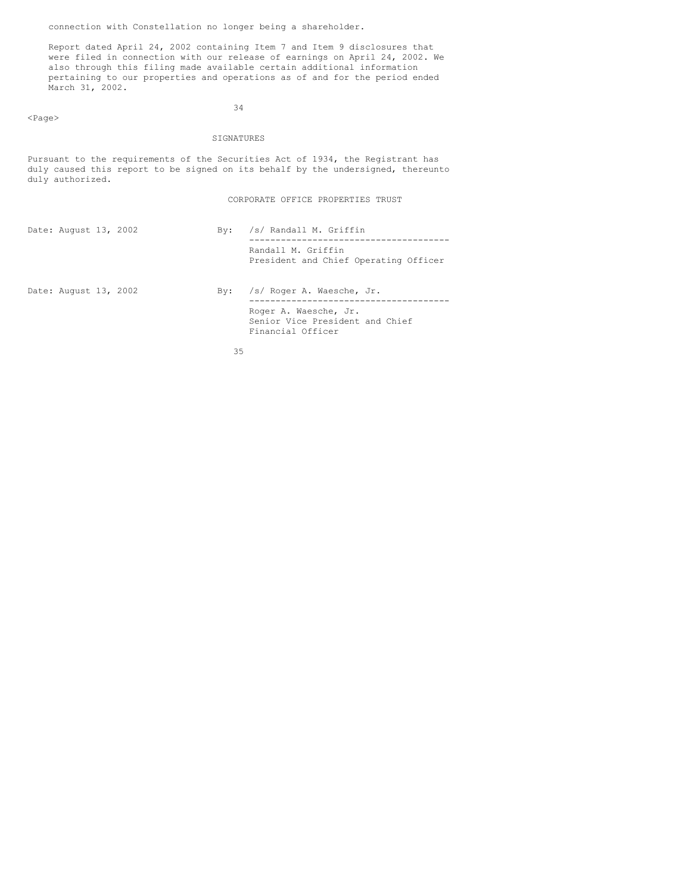connection with Constellation no longer being a shareholder.

Report dated April 24, 2002 containing Item 7 and Item 9 disclosures that were filed in connection with our release of earnings on April 24, 2002. We also through this filing made available certain additional information pertaining to our properties and operations as of and for the period ended March 31, 2002.

## SIGNATURES

Pursuant to the requirements of the Securities Act of 1934, the Registrant has duly caused this report to be signed on its behalf by the undersigned, thereunto duly authorized.

CORPORATE OFFICE PROPERTIES TRUST

Date: August 13, 2002

By: /s/ Randall M. Griffin
Randall M. Griffin
President and Chief Operating Officer

Date: August 13, 2002

By: /s/ Roger A. Waesche, Jr.
Roger A. Waesche, Jr.
Senior Vice President and Chief Financial Officer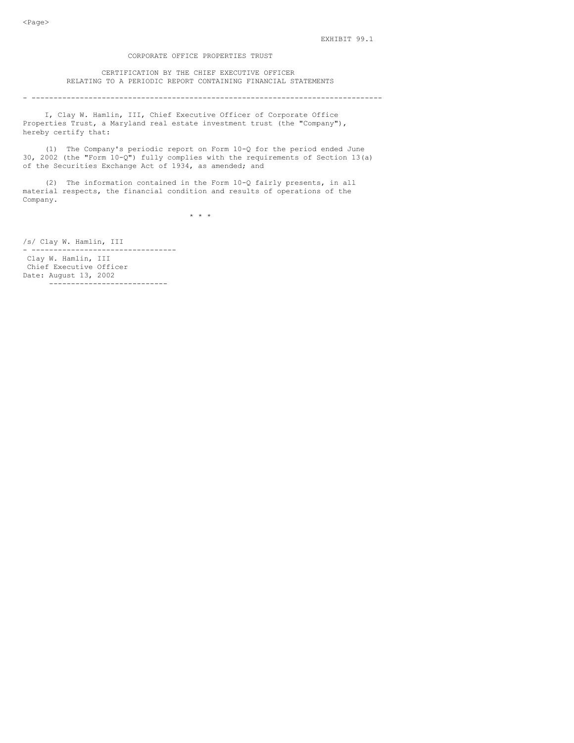EXHIBIT 99.1

CORPORATE OFFICE PROPERTIES TRUST

CERTIFICATION BY THE CHIEF EXECUTIVE OFFICER
RELATING TO A PERIODIC REPORT CONTAINING FINANCIAL STATEMENTS

---

I, Clay W. Hamlin, III, Chief Executive Officer of Corporate Office Properties Trust, a Maryland real estate investment trust (the "Company"), hereby certify that:

(1) The Company's periodic report on Form 10-Q for the period ended June 30, 2002 (the "Form 10-Q") fully complies with the requirements of Section 13(a) of the Securities Exchange Act of 1934, as amended; and

(2) The information contained in the Form 10-Q fairly presents, in all material respects, the financial condition and results of operations of the Company.

\* \* \*

/s/ Clay W. Hamlin, III

---

Clay W. Hamlin, III
Chief Executive Officer
Date: August 13, 2002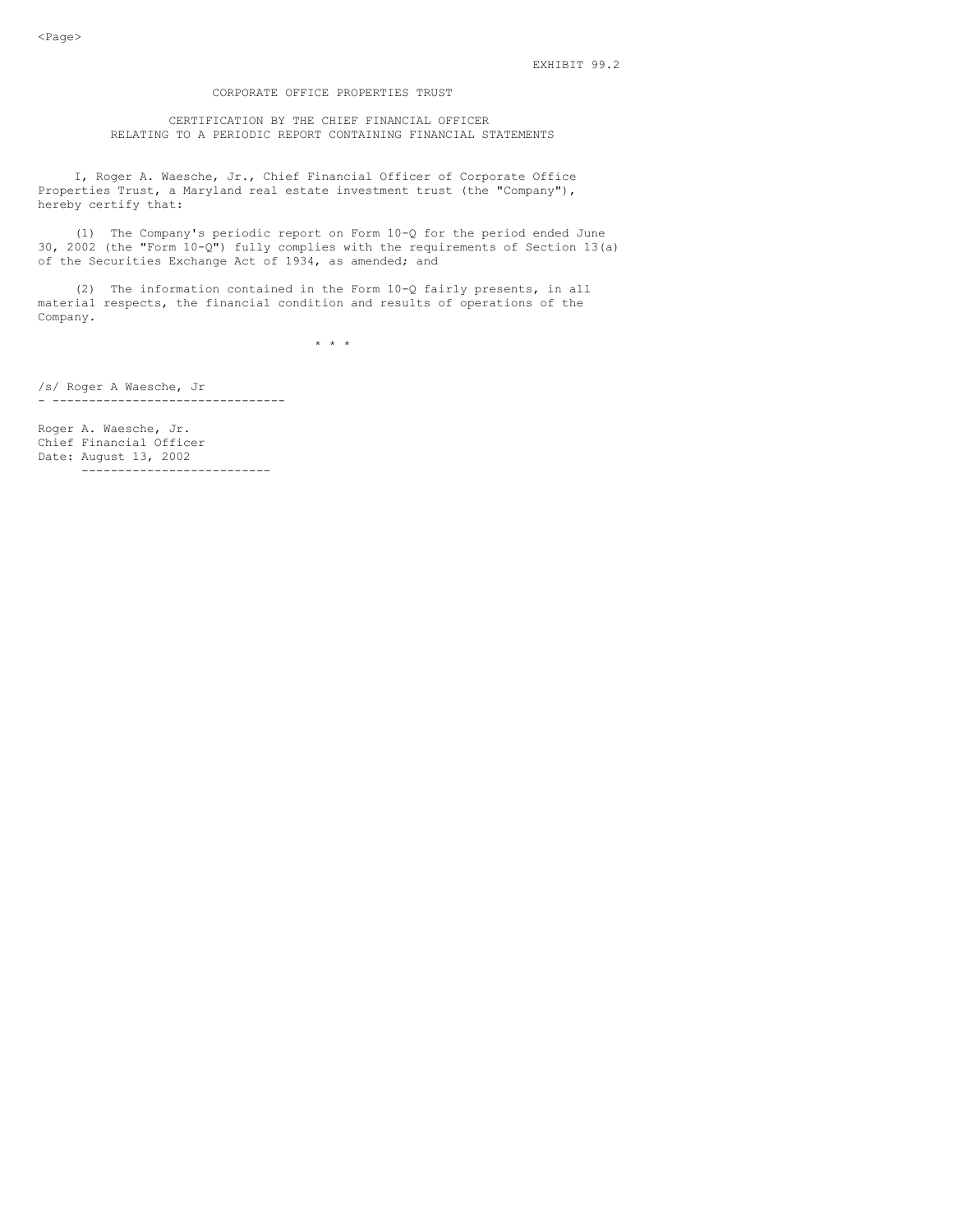EXHIBIT 99.2

CORPORATE OFFICE PROPERTIES TRUST

CERTIFICATION BY THE CHIEF FINANCIAL OFFICER
RELATING TO A PERIODIC REPORT CONTAINING FINANCIAL STATEMENTS

I, Roger A. Waesche, Jr., Chief Financial Officer of Corporate Office Properties Trust, a Maryland real estate investment trust (the "Company"), hereby certify that:

(1) The Company's periodic report on Form 10-Q for the period ended June 30, 2002 (the "Form 10-Q") fully complies with the requirements of Section 13(a) of the Securities Exchange Act of 1934, as amended; and

(2) The information contained in the Form 10-Q fairly presents, in all material respects, the financial condition and results of operations of the Company.

\* \* \*

/s/ Roger A Waesche, Jr

---

Roger A. Waesche, Jr.
Chief Financial Officer
Date: August 13, 2002